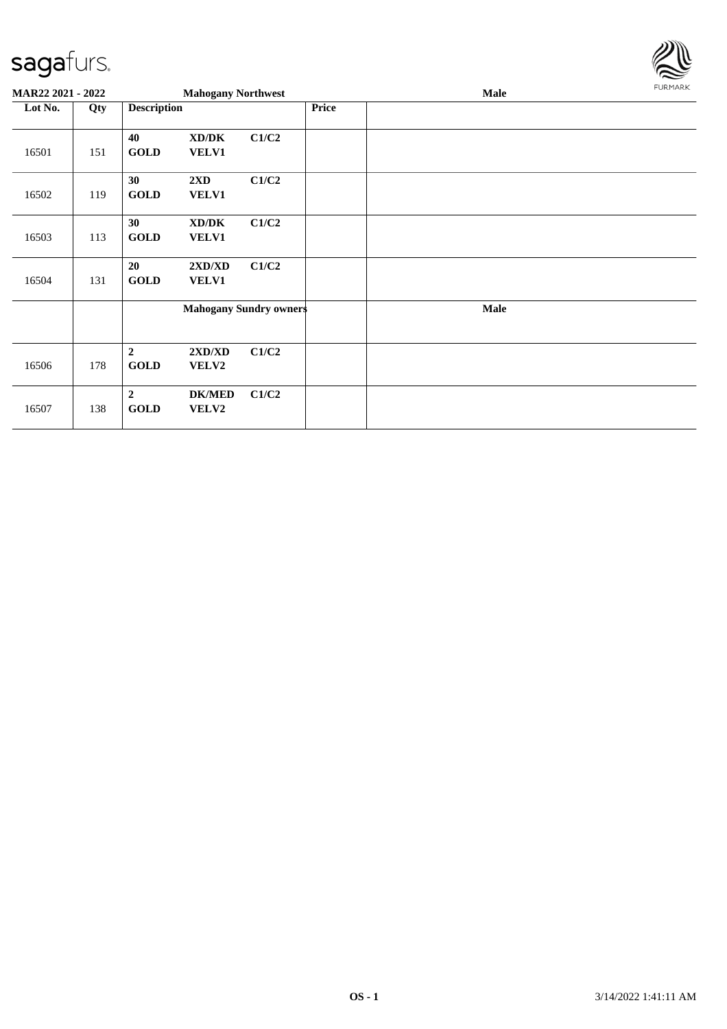sagafurs.

| MAR22 2021 - 2022 | | Mahogany Northwest | | | | Male |
|---|---|---|---|---|---|---|
| **Lot No.** | **Qty** | **Description** | | | **Price** | |
| 16501 | 151 | **40** **GOLD** | **XD/DK** **VELV1** | **C1/C2** | | |
| 16502 | 119 | **30** **GOLD** | **2XD** **VELV1** | **C1/C2** | | |
| 16503 | 113 | **30** **GOLD** | **XD/DK** **VELV1** | **C1/C2** | | |
| 16504 | 131 | **20** **GOLD** | **2XD/XD** **VELV1** | **C1/C2** | | |
| | | | **Mahogany Sundry owners** | | | **Male** |
| 16506 | 178 | **2** **GOLD** | **2XD/XD** **VELV2** | **C1/C2** | | |
| 16507 | 138 | **2** **GOLD** | **DK/MED** **VELV2** | **C1/C2** | | |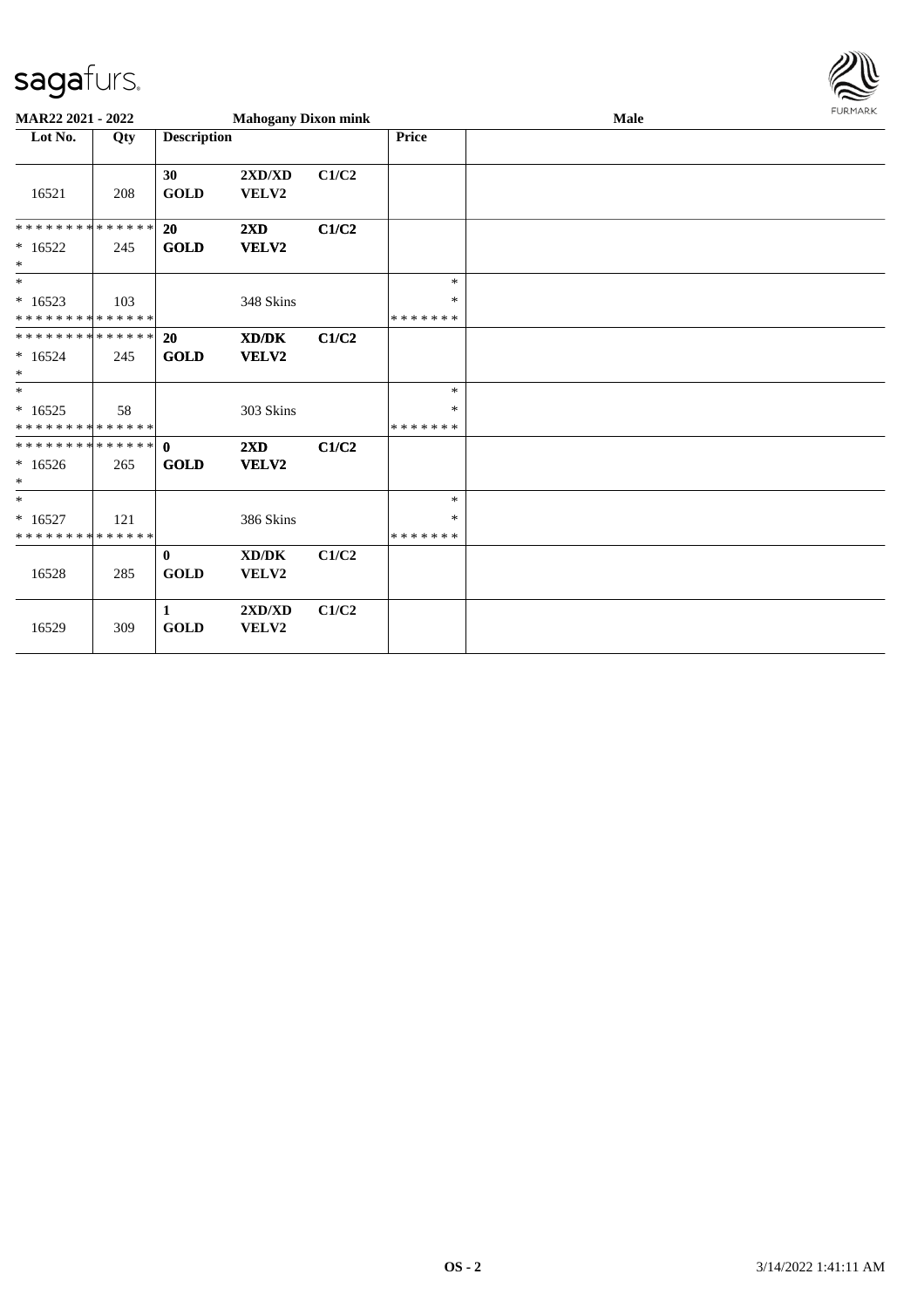**MAR22 2021 - 2022** | **Mahogany Dixon mink** | **Male**

| Lot No. | Qty | Description | | | Price | |
|---|---|---|---|---|---|---|
| 16521 | 208 | **30** **GOLD** | **2XD/XD** **VELV2** | **C1/C2** | | |
| * * * * * * * * * * * * * * * 16522 * | 245 | **20** **GOLD** | **2XD** **VELV2** | **C1/C2** | | |
| * * 16523 * * * * * * * * * * * * * * | 103 | | 348 Skins | | * * * * * * * * * | |
| * * * * * * * * * * * * * * * 16524 * | 245 | **20** **GOLD** | **XD/DK** **VELV2** | **C1/C2** | | |
| * * 16525 * * * * * * * * * * * * * * | 58 | | 303 Skins | | * * * * * * * * * | |
| * * * * * * * * * * * * * * * 16526 * | 265 | **0** **GOLD** | **2XD** **VELV2** | **C1/C2** | | |
| * * 16527 * * * * * * * * * * * * * * | 121 | | 386 Skins | | * * * * * * * * * | |
| 16528 | 285 | **0** **GOLD** | **XD/DK** **VELV2** | **C1/C2** | | |
| 16529 | 309 | **1** **GOLD** | **2XD/XD** **VELV2** | **C1/C2** | | |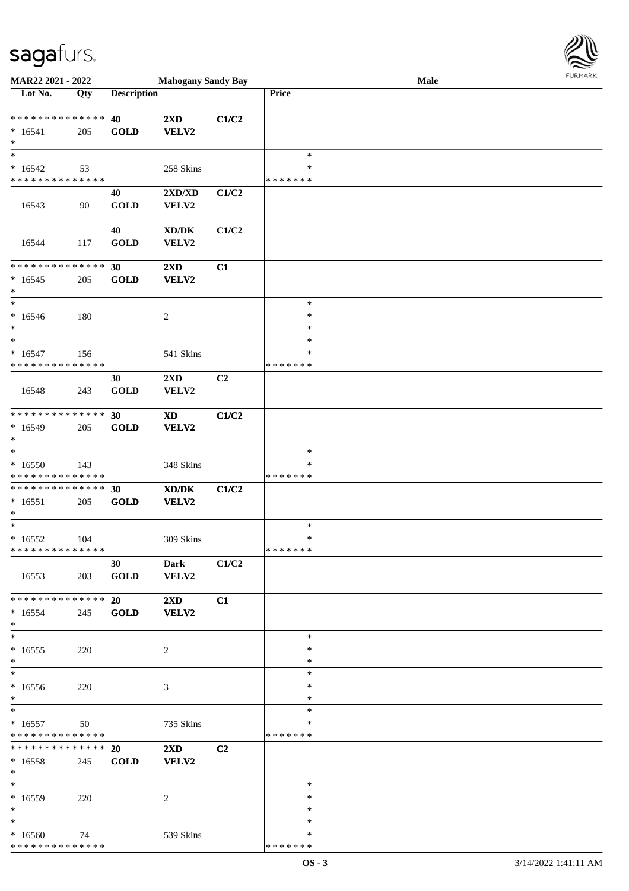**MAR22 2021 - 2022** **Mahogany Sandy Bay** **Male**

| Lot No. | Qty | Description | | | Price | |
|---|---|---|---|---|---|---|
| * * * * * * * * * * * * * * | | **40** | **2XD** | **C1/C2** | | |
| * 16541 | 205 | **GOLD** | **VELV2** | | | |
| * | | | | | | |
| * | | | | | * | |
| * 16542 | 53 | | 258 Skins | | * | |
| * * * * * * * * * * * * * * | | | | | * * * * * * * | |
| | | 40 | 2XD/XD | C1/C2 | | |
| 16543 | 90 | GOLD | VELV2 | | | |
| | | 40 | XD/DK | C1/C2 | | |
| 16544 | 117 | GOLD | VELV2 | | | |
| * * * * * * * * * * * * * * | | **30** | **2XD** | **C1** | | |
| * 16545 | 205 | **GOLD** | **VELV2** | | | |
| * | | | | | | |
| * | | | | | * | |
| * 16546 | 180 | | 2 | | * | |
| * | | | | | * | |
| * | | | | | * | |
| * 16547 | 156 | | 541 Skins | | * | |
| * * * * * * * * * * * * * * | | | | | * * * * * * * | |
| | | 30 | 2XD | C2 | | |
| 16548 | 243 | GOLD | VELV2 | | | |
| * * * * * * * * * * * * * * | | **30** | **XD** | **C1/C2** | | |
| * 16549 | 205 | **GOLD** | **VELV2** | | | |
| * | | | | | | |
| * | | | | | * | |
| * 16550 | 143 | | 348 Skins | | * | |
| * * * * * * * * * * * * * * | | | | | * * * * * * * | |
| * * * * * * * * * * * * * * | | **30** | **XD/DK** | **C1/C2** | | |
| * 16551 | 205 | **GOLD** | **VELV2** | | | |
| * | | | | | | |
| * | | | | | * | |
| * 16552 | 104 | | 309 Skins | | * | |
| * * * * * * * * * * * * * * | | | | | * * * * * * * | |
| | | 30 | Dark | C1/C2 | | |
| 16553 | 203 | GOLD | VELV2 | | | |
| * * * * * * * * * * * * * * | | **20** | **2XD** | **C1** | | |
| * 16554 | 245 | **GOLD** | **VELV2** | | | |
| * | | | | | | |
| * | | | | | * | |
| * 16555 | 220 | | 2 | | * | |
| * | | | | | * | |
| * | | | | | * | |
| * 16556 | 220 | | 3 | | * | |
| * | | | | | * | |
| * | | | | | * | |
| * 16557 | 50 | | 735 Skins | | * | |
| * * * * * * * * * * * * * * | | | | | * * * * * * * | |
| * * * * * * * * * * * * * * | | **20** | **2XD** | **C2** | | |
| * 16558 | 245 | **GOLD** | **VELV2** | | | |
| * | | | | | | |
| * | | | | | * | |
| * 16559 | 220 | | 2 | | * | |
| * | | | | | * | |
| * | | | | | * | |
| * 16560 | 74 | | 539 Skins | | * | |
| * * * * * * * * * * * * * * | | | | | * * * * * * * | |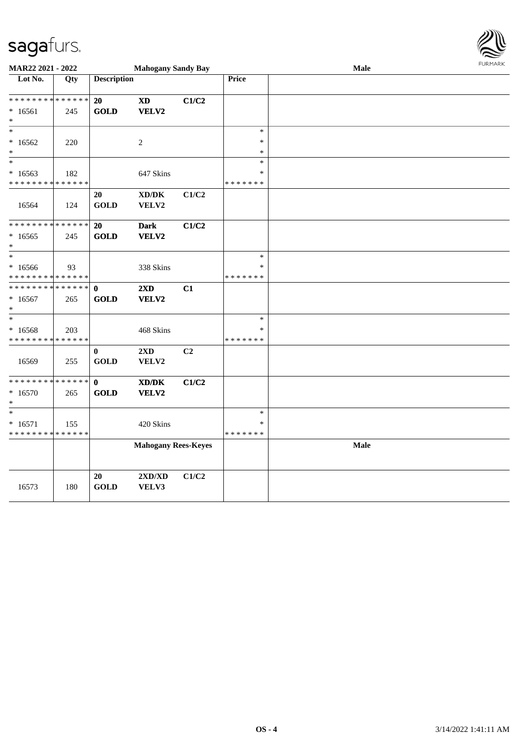sagafurs.

MAR22 2021 - 2022 — Mahogany Sandy Bay — Male

| Lot No. | Qty | Description | | | Price | |
|---|---|---|---|---|---|---|
| * * * * * * * * * * * * * * | | 20 | XD | C1/C2 | | |
| * 16561 | 245 | GOLD | VELV2 | | | |
| * | | | | | | |
| * | | | | | * | |
| * 16562 | 220 | | 2 | | * | |
| * | | | | | * | |
| * | | | | | * | |
| * 16563 | 182 | | 647 Skins | | * | |
| * * * * * * * * * * * * * * | | | | | * * * * * * * | |
| | | 20 | XD/DK | C1/C2 | | |
| 16564 | 124 | GOLD | VELV2 | | | |
| * * * * * * * * * * * * * * | | 20 | Dark | C1/C2 | | |
| * 16565 | 245 | GOLD | VELV2 | | | |
| * | | | | | | |
| * | | | | | * | |
| * 16566 | 93 | | 338 Skins | | * | |
| * * * * * * * * * * * * * * | | | | | * * * * * * * | |
| * * * * * * * * * * * * * * | | 0 | 2XD | C1 | | |
| * 16567 | 265 | GOLD | VELV2 | | | |
| * | | | | | | |
| * | | | | | * | |
| * 16568 | 203 | | 468 Skins | | * | |
| * * * * * * * * * * * * * * | | | | | * * * * * * * | |
| | | 0 | 2XD | C2 | | |
| 16569 | 255 | GOLD | VELV2 | | | |
| * * * * * * * * * * * * * * | | 0 | XD/DK | C1/C2 | | |
| * 16570 | 265 | GOLD | VELV2 | | | |
| * | | | | | | |
| * | | | | | * | |
| * 16571 | 155 | | 420 Skins | | * | |
| * * * * * * * * * * * * * * | | | | | * * * * * * * | |
| | | Mahogany Rees-Keyes | | | | Male |
| | | 20 | 2XD/XD | C1/C2 | | |
| 16573 | 180 | GOLD | VELV3 | | | |

OS - 4 — 3/14/2022 1:41:11 AM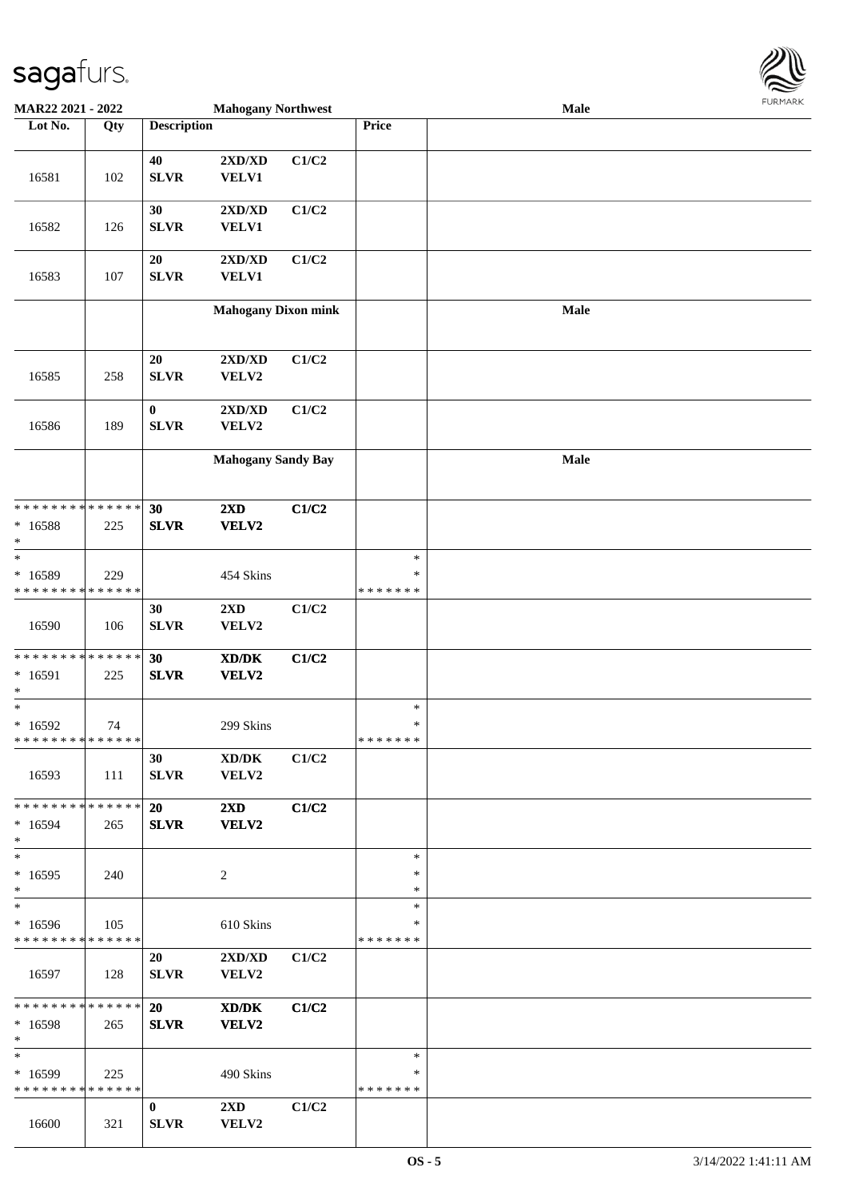**MAR22 2021 - 2022** | **Mahogany Northwest** | **Male**

| Lot No. | Qty | Description | | | Price | |
|---|---|---|---|---|---|---|
| 16581 | 102 | 40 SLVR | 2XD/XD VELV1 | C1/C2 | | |
| 16582 | 126 | 30 SLVR | 2XD/XD VELV1 | C1/C2 | | |
| 16583 | 107 | 20 SLVR | 2XD/XD VELV1 | C1/C2 | | |
| | | **Mahogany Dixon mink** | | | | **Male** |
| 16585 | 258 | 20 SLVR | 2XD/XD VELV2 | C1/C2 | | |
| 16586 | 189 | 0 SLVR | 2XD/XD VELV2 | C1/C2 | | |
| | | **Mahogany Sandy Bay** | | | | **Male** |
| * 16588 | 225 | **30 SLVR** | **2XD VELV2** | **C1/C2** | | |
| * 16589 | 229 | | 454 Skins | | * | |
| 16590 | 106 | 30 SLVR | 2XD VELV2 | C1/C2 | | |
| * 16591 | 225 | **30 SLVR** | **XD/DK VELV2** | **C1/C2** | | |
| * 16592 | 74 | | 299 Skins | | * | |
| 16593 | 111 | 30 SLVR | XD/DK VELV2 | C1/C2 | | |
| * 16594 | 265 | **20 SLVR** | **2XD VELV2** | **C1/C2** | | |
| * 16595 | 240 | | 2 | | * | |
| * 16596 | 105 | | 610 Skins | | * | |
| 16597 | 128 | 20 SLVR | 2XD/XD VELV2 | C1/C2 | | |
| * 16598 | 265 | **20 SLVR** | **XD/DK VELV2** | **C1/C2** | | |
| * 16599 | 225 | | 490 Skins | | * | |
| 16600 | 321 | 0 SLVR | 2XD VELV2 | C1/C2 | | |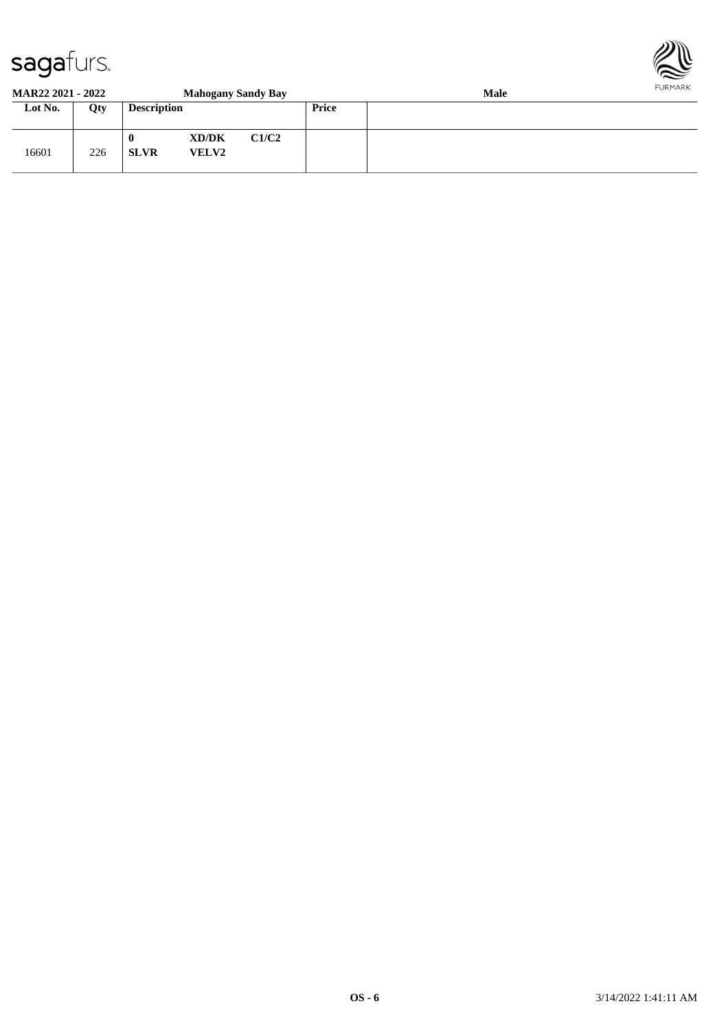**MAR22 2021 - 2022** **Mahogany Sandy Bay** **Male**

| Lot No. | Qty | Description | | | Price | |
|---|---|---|---|---|---|---|
| 16601 | 226 | **0** **SLVR** | **XD/DK** **VELV2** | **C1/C2** | | |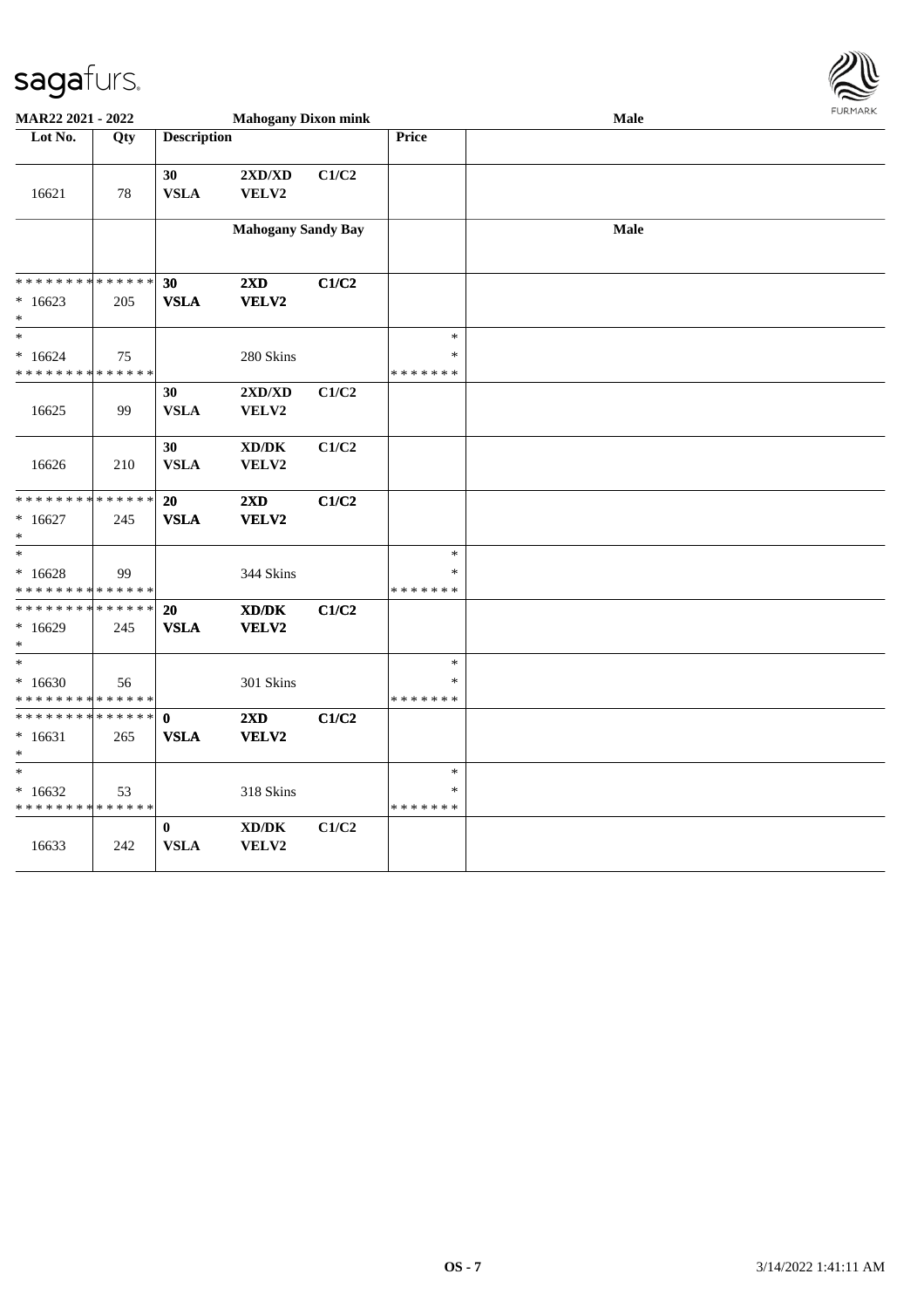**MAR22 2021 - 2022** | **Mahogany Dixon mink** | **Male**

| Lot No. | Qty | Description | | | Price | |
|---|---|---|---|---|---|---|
| 16621 | 78 | 30 VSLA | 2XD/XD VELV2 | C1/C2 | | |
| | | | **Mahogany Sandy Bay** | | | **Male** |
| * * * * * * * * * * * * * * | | 30 | 2XD | C1/C2 | | |
| * 16623 | 205 | VSLA | VELV2 | | | |
| * | | | | | | |
| * | | | | | * | |
| * 16624 | 75 | | 280 Skins | | * | |
| * * * * * * * * * * * * * * | | | | | * * * * * * * | |
| 16625 | 99 | 30 VSLA | 2XD/XD VELV2 | C1/C2 | | |
| 16626 | 210 | 30 VSLA | XD/DK VELV2 | C1/C2 | | |
| * * * * * * * * * * * * * * | | 20 | 2XD | C1/C2 | | |
| * 16627 | 245 | VSLA | VELV2 | | | |
| * | | | | | | |
| * | | | | | * | |
| * 16628 | 99 | | 344 Skins | | * | |
| * * * * * * * * * * * * * * | | | | | * * * * * * * | |
| * * * * * * * * * * * * * * | | 20 | XD/DK | C1/C2 | | |
| * 16629 | 245 | VSLA | VELV2 | | | |
| * | | | | | | |
| * | | | | | * | |
| * 16630 | 56 | | 301 Skins | | * | |
| * * * * * * * * * * * * * * | | | | | * * * * * * * | |
| * * * * * * * * * * * * * * | | 0 | 2XD | C1/C2 | | |
| * 16631 | 265 | VSLA | VELV2 | | | |
| * | | | | | | |
| * | | | | | * | |
| * 16632 | 53 | | 318 Skins | | * | |
| * * * * * * * * * * * * * * | | | | | * * * * * * * | |
| 16633 | 242 | 0 VSLA | XD/DK VELV2 | C1/C2 | | |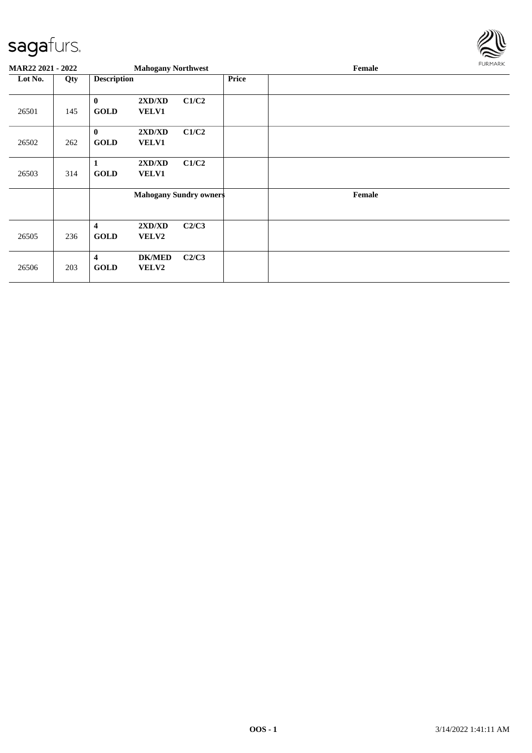| MAR22 2021 - 2022 | | Mahogany Northwest | | Female |
|---|---|---|---|---|
| **Lot No.** | **Qty** | **Description** | **Price** | |
| 26501 | 145 | **0** **GOLD** **2XD/XD** **VELV1** **C1/C2** | | |
| 26502 | 262 | **0** **GOLD** **2XD/XD** **VELV1** **C1/C2** | | |
| 26503 | 314 | **1** **GOLD** **2XD/XD** **VELV1** **C1/C2** | | |
| | | **Mahogany Sundry owners** | | **Female** |
| 26505 | 236 | **4** **GOLD** **2XD/XD** **VELV2** **C2/C3** | | |
| 26506 | 203 | **4** **GOLD** **DK/MED** **VELV2** **C2/C3** | | |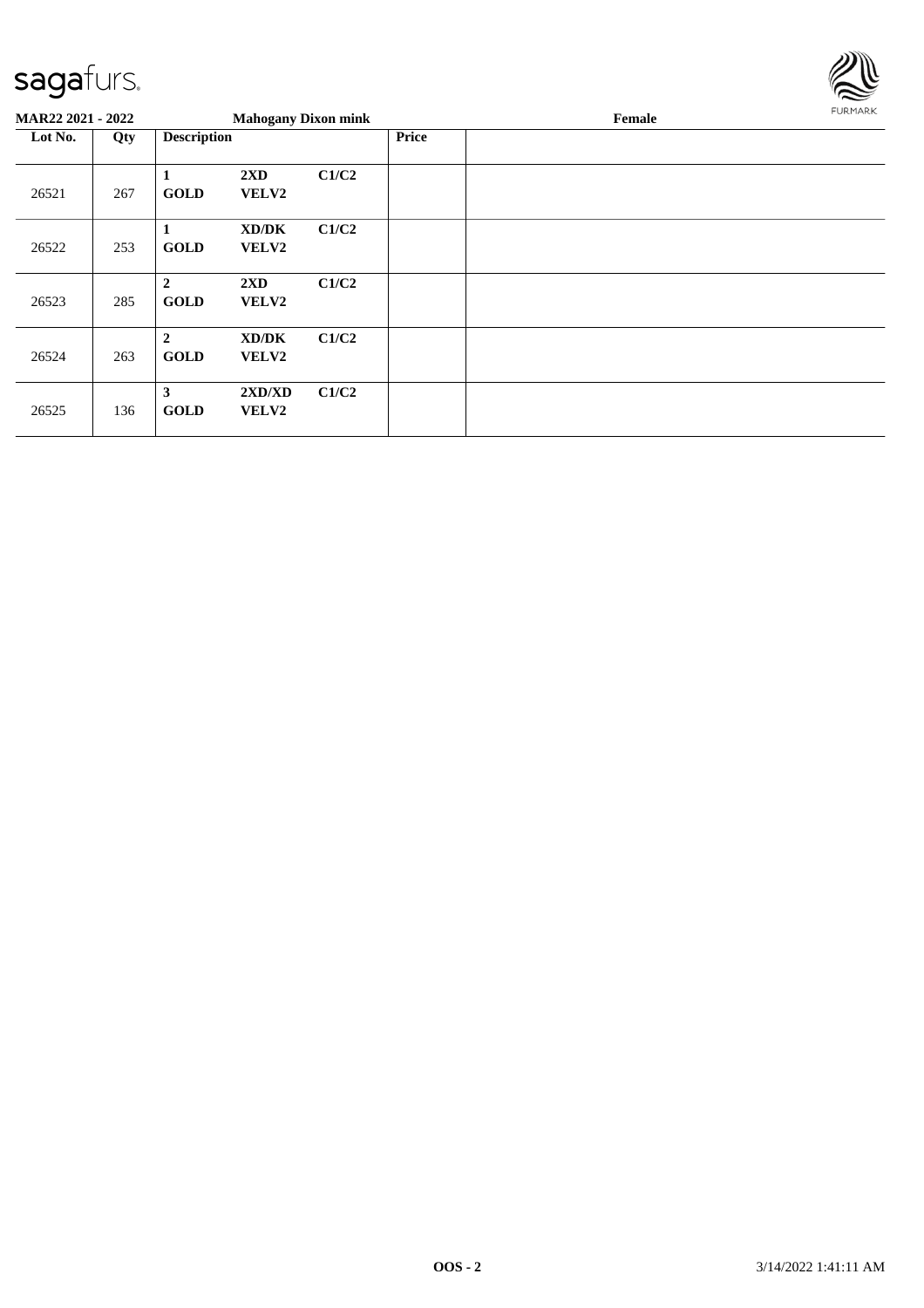**MAR22 2021 - 2022** | **Mahogany Dixon mink** | **Female**

| Lot No. | Qty | Description | | | Price | |
|---|---|---|---|---|---|---|
| 26521 | 267 | **1** **GOLD** | **2XD** **VELV2** | **C1/C2** | | |
| 26522 | 253 | **1** **GOLD** | **XD/DK** **VELV2** | **C1/C2** | | |
| 26523 | 285 | **2** **GOLD** | **2XD** **VELV2** | **C1/C2** | | |
| 26524 | 263 | **2** **GOLD** | **XD/DK** **VELV2** | **C1/C2** | | |
| 26525 | 136 | **3** **GOLD** | **2XD/XD** **VELV2** | **C1/C2** | | |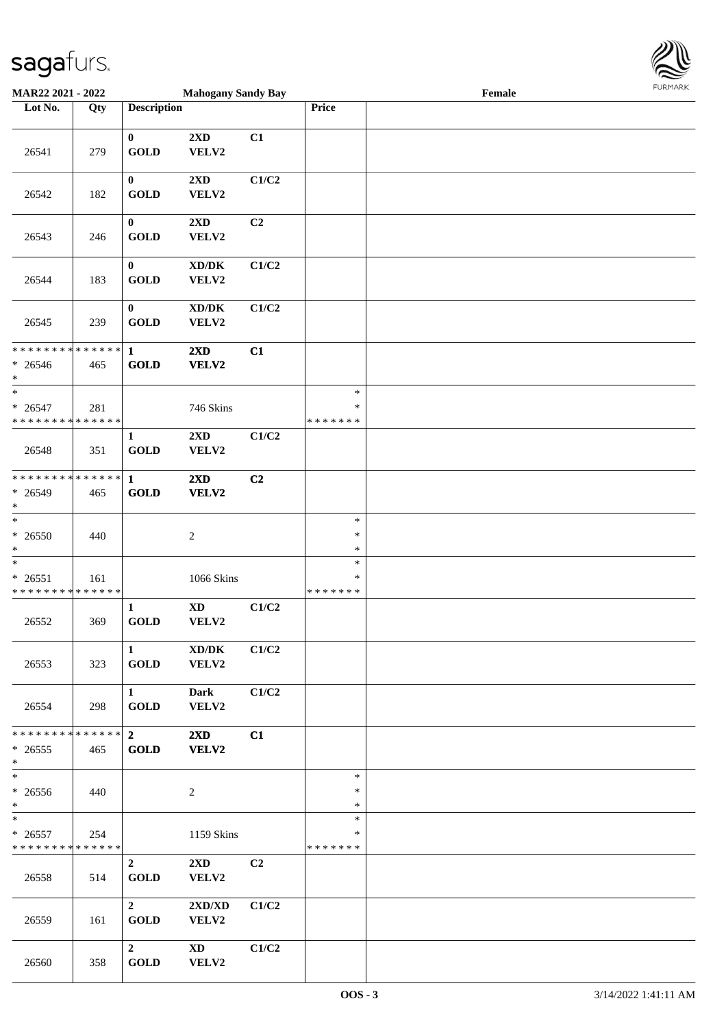MAR22 2021 - 2022 | Mahogany Sandy Bay | Female

| Lot No. | Qty | Description | | | Price | |
|---|---|---|---|---|---|---|
| 26541 | 279 | 0 GOLD | 2XD VELV2 | C1 | | |
| 26542 | 182 | 0 GOLD | 2XD VELV2 | C1/C2 | | |
| 26543 | 246 | 0 GOLD | 2XD VELV2 | C2 | | |
| 26544 | 183 | 0 GOLD | XD/DK VELV2 | C1/C2 | | |
| 26545 | 239 | 0 GOLD | XD/DK VELV2 | C1/C2 | | |
| * * * * * * * * * * * * * * * 26546 * | 465 | 1 GOLD | 2XD VELV2 | C1 | | |
| * * 26547 * * * * * * * * * * * * * * | 281 | | 746 Skins | | * * * * * * * * * | |
| 26548 | 351 | 1 GOLD | 2XD VELV2 | C1/C2 | | |
| * * * * * * * * * * * * * * * 26549 * | 465 | 1 GOLD | 2XD VELV2 | C2 | | |
| * * 26550 * | 440 | | 2 | | * * * | |
| * * 26551 * * * * * * * * * * * * * * | 161 | | 1066 Skins | | * * * * * * * * * | |
| 26552 | 369 | 1 GOLD | XD VELV2 | C1/C2 | | |
| 26553 | 323 | 1 GOLD | XD/DK VELV2 | C1/C2 | | |
| 26554 | 298 | 1 GOLD | Dark VELV2 | C1/C2 | | |
| * * * * * * * * * * * * * * * 26555 * | 465 | 2 GOLD | 2XD VELV2 | C1 | | |
| * * 26556 * | 440 | | 2 | | * * * | |
| * * 26557 * * * * * * * * * * * * * * | 254 | | 1159 Skins | | * * * * * * * * * | |
| 26558 | 514 | 2 GOLD | 2XD VELV2 | C2 | | |
| 26559 | 161 | 2 GOLD | 2XD/XD VELV2 | C1/C2 | | |
| 26560 | 358 | 2 GOLD | XD VELV2 | C1/C2 | | |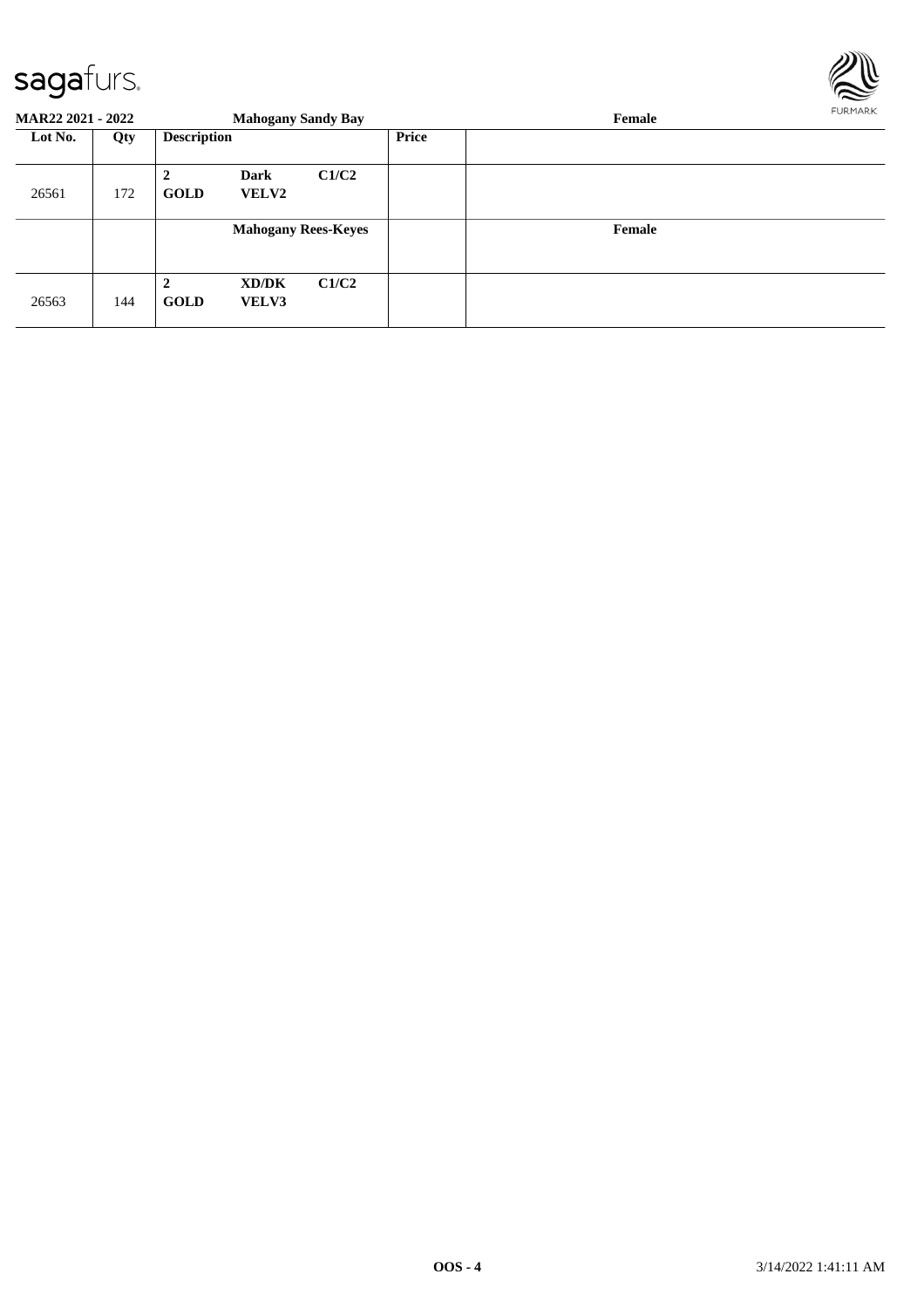**MAR22 2021 - 2022** | **Mahogany Sandy Bay** | **Female**

| Lot No. | Qty | Description | | | Price | |
|---|---|---|---|---|---|---|
| 26561 | 172 | **2** **GOLD** | **Dark** **VELV2** | **C1/C2** | | |
| | | **Mahogany Rees-Keyes** | | | | **Female** |
| 26563 | 144 | **2** **GOLD** | **XD/DK** **VELV3** | **C1/C2** | | |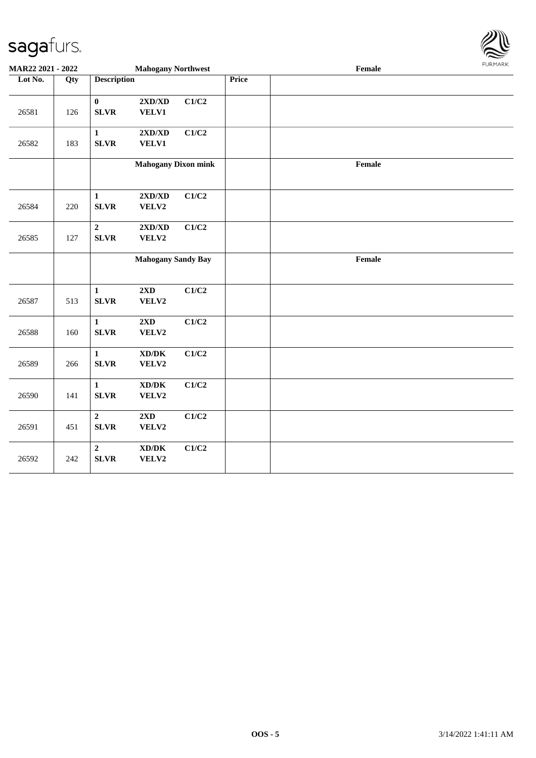| Lot No. | Qty | Description | | | Price | |
|---|---|---|---|---|---|---|
| | | **Mahogany Northwest** | | | | **Female** |
| 26581 | 126 | **0 SLVR** | **2XD/XD VELV1** | **C1/C2** | | |
| 26582 | 183 | **1 SLVR** | **2XD/XD VELV1** | **C1/C2** | | |
| | | **Mahogany Dixon mink** | | | | **Female** |
| 26584 | 220 | **1 SLVR** | **2XD/XD VELV2** | **C1/C2** | | |
| 26585 | 127 | **2 SLVR** | **2XD/XD VELV2** | **C1/C2** | | |
| | | **Mahogany Sandy Bay** | | | | **Female** |
| 26587 | 513 | **1 SLVR** | **2XD VELV2** | **C1/C2** | | |
| 26588 | 160 | **1 SLVR** | **2XD VELV2** | **C1/C2** | | |
| 26589 | 266 | **1 SLVR** | **XD/DK VELV2** | **C1/C2** | | |
| 26590 | 141 | **1 SLVR** | **XD/DK VELV2** | **C1/C2** | | |
| 26591 | 451 | **2 SLVR** | **2XD VELV2** | **C1/C2** | | |
| 26592 | 242 | **2 SLVR** | **XD/DK VELV2** | **C1/C2** | | |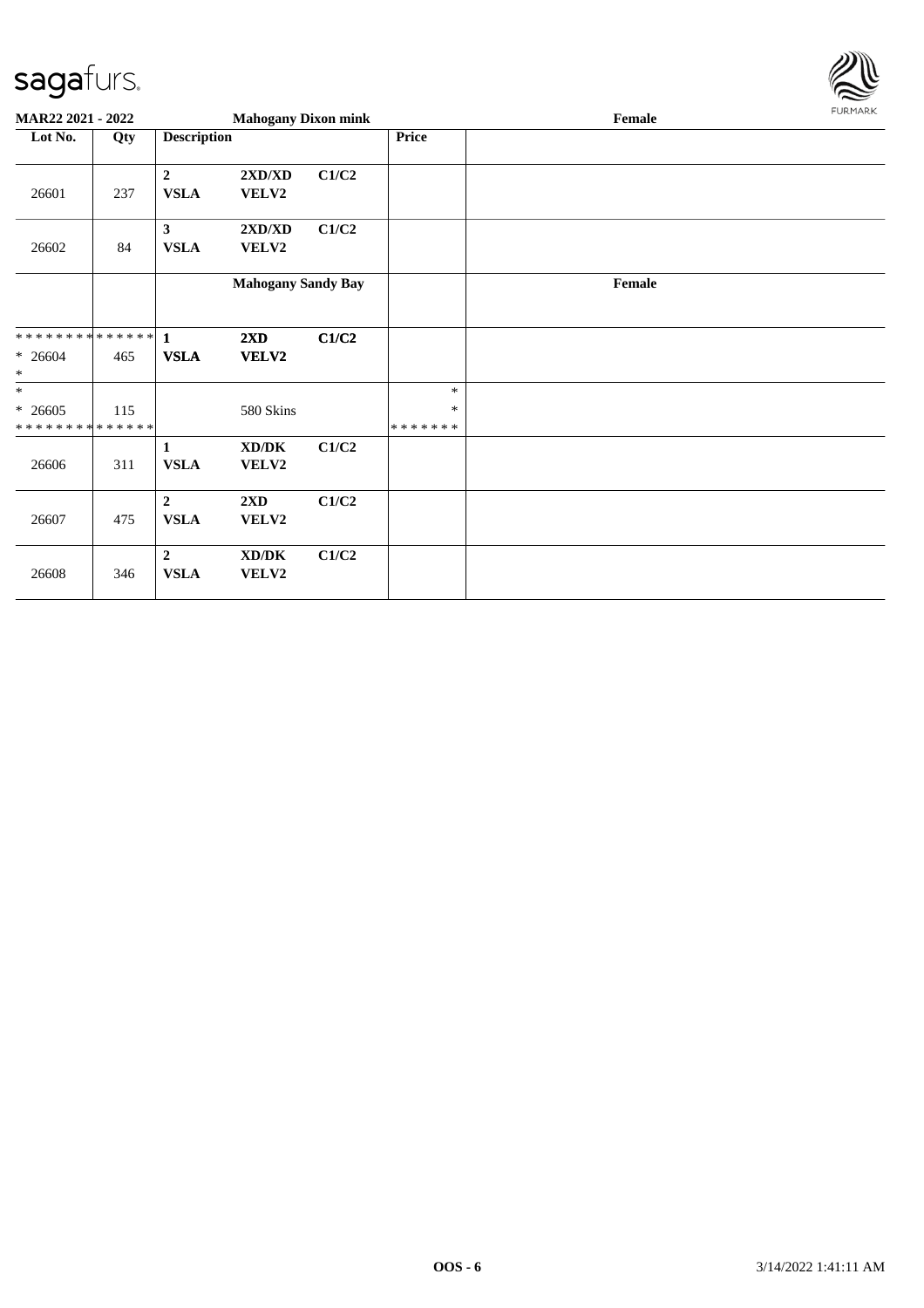| Lot No. | Qty | Description | | | Price | |
|---|---|---|---|---|---|---|
| MAR22 2021 - 2022 | | Mahogany Dixon mink | | | | Female |
| 26601 | 237 | 2 VSLA | 2XD/XD VELV2 | C1/C2 | | |
| 26602 | 84 | 3 VSLA | 2XD/XD VELV2 | C1/C2 | | |
| | | Mahogany Sandy Bay | | | | Female |
| ************** * 26604 * | 465 | 1 VSLA | 2XD VELV2 | C1/C2 | | |
| * * 26605 ************** | 115 | | 580 Skins | | * * ******* | |
| 26606 | 311 | 1 VSLA | XD/DK VELV2 | C1/C2 | | |
| 26607 | 475 | 2 VSLA | 2XD VELV2 | C1/C2 | | |
| 26608 | 346 | 2 VSLA | XD/DK VELV2 | C1/C2 | | |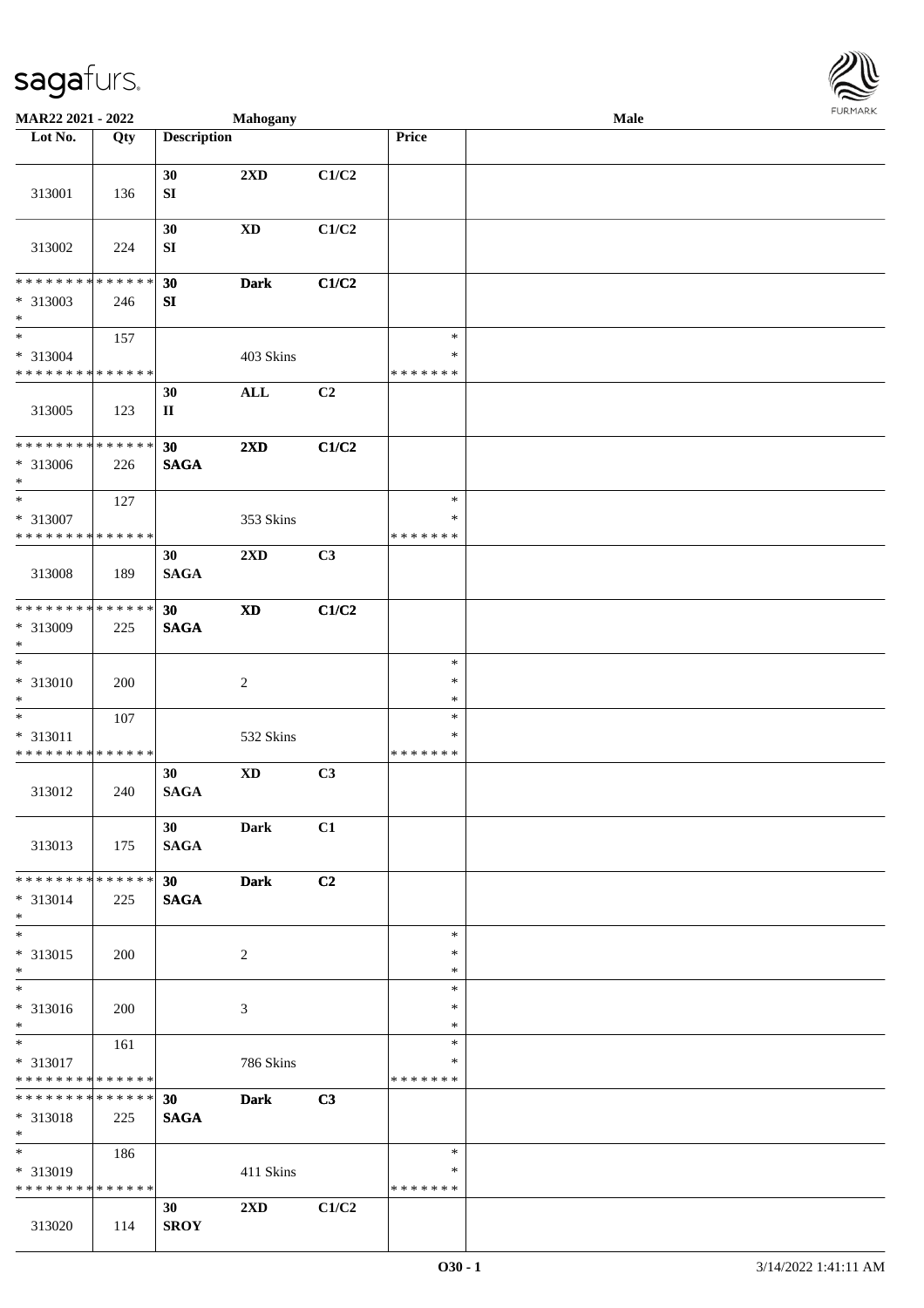**MAR22 2021 - 2022** **Mahogany** **Male**

| Lot No. | Qty | Description | | | Price | |
|---|---|---|---|---|---|---|
| 313001 | 136 | 30 SI | 2XD | C1/C2 | | |
| 313002 | 224 | 30 SI | XD | C1/C2 | | |
| * * * * * * * * * * * * * * * 313003 * | 246 | 30 SI | Dark | C1/C2 | | |
| * * 313004 * * * * * * * * * * * * * * | 157 | | 403 Skins | | * * * * * * * * * | |
| 313005 | 123 | 30 II | ALL | C2 | | |
| * * * * * * * * * * * * * * * 313006 * | 226 | 30 SAGA | 2XD | C1/C2 | | |
| * * 313007 * * * * * * * * * * * * * * | 127 | | 353 Skins | | * * * * * * * * * | |
| 313008 | 189 | 30 SAGA | 2XD | C3 | | |
| * * * * * * * * * * * * * * * 313009 * | 225 | 30 SAGA | XD | C1/C2 | | |
| * * 313010 * | 200 | | 2 | | * * * | |
| * * 313011 * * * * * * * * * * * * * * | 107 | | 532 Skins | | * * * * * * * * * | |
| 313012 | 240 | 30 SAGA | XD | C3 | | |
| 313013 | 175 | 30 SAGA | Dark | C1 | | |
| * * * * * * * * * * * * * * * 313014 * | 225 | 30 SAGA | Dark | C2 | | |
| * * 313015 * | 200 | | 2 | | * * * | |
| * * 313016 * | 200 | | 3 | | * * * | |
| * * 313017 * * * * * * * * * * * * * * | 161 | | 786 Skins | | * * * * * * * * * | |
| * * * * * * * * * * * * * * * 313018 * | 225 | 30 SAGA | Dark | C3 | | |
| * * 313019 * * * * * * * * * * * * * * | 186 | | 411 Skins | | * * * * * * * * * | |
| 313020 | 114 | 30 SROY | 2XD | C1/C2 | | |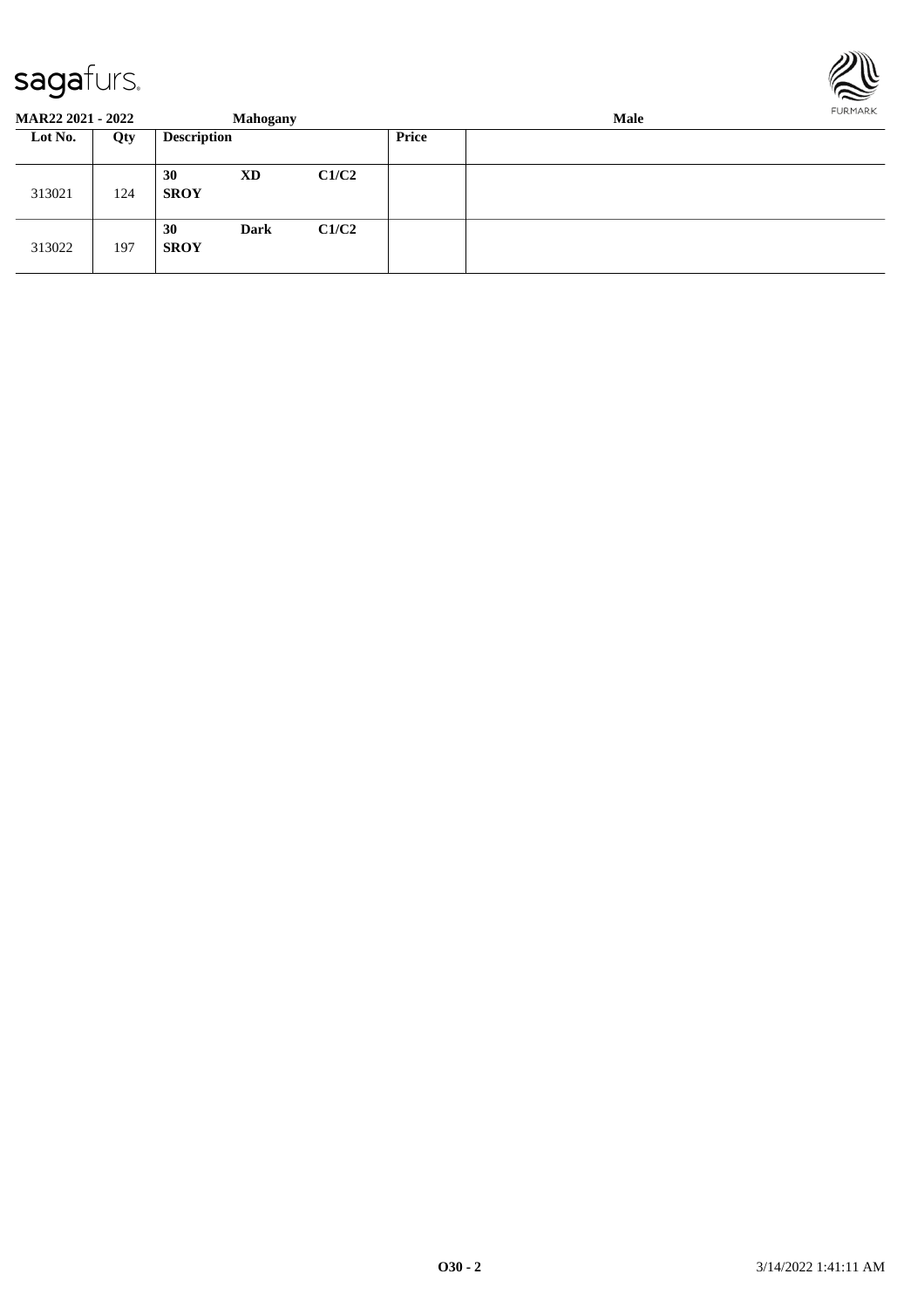**MAR22 2021 - 2022** **Mahogany** **Male**

| Lot No. | Qty | Description | | | Price | |
|---|---|---|---|---|---|---|
| 313021 | 124 | **30** **SROY** | **XD** | **C1/C2** | | |
| 313022 | 197 | **30** **SROY** | **Dark** | **C1/C2** | | |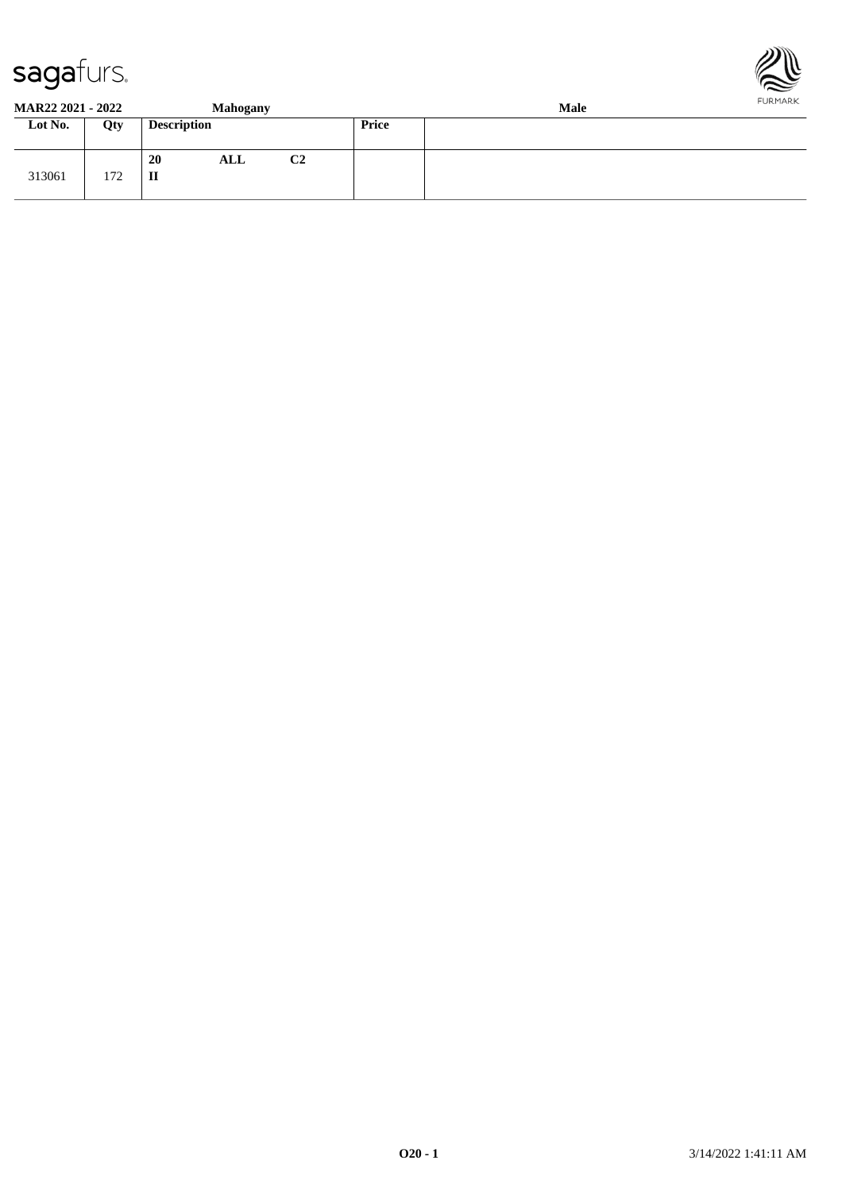**MAR22 2021 - 2022** **Mahogany** **Male**

| Lot No. | Qty | Description | Price | |
|---|---|---|---|---|
| 313061 | 172 | **20 ALL C2** **II** | | |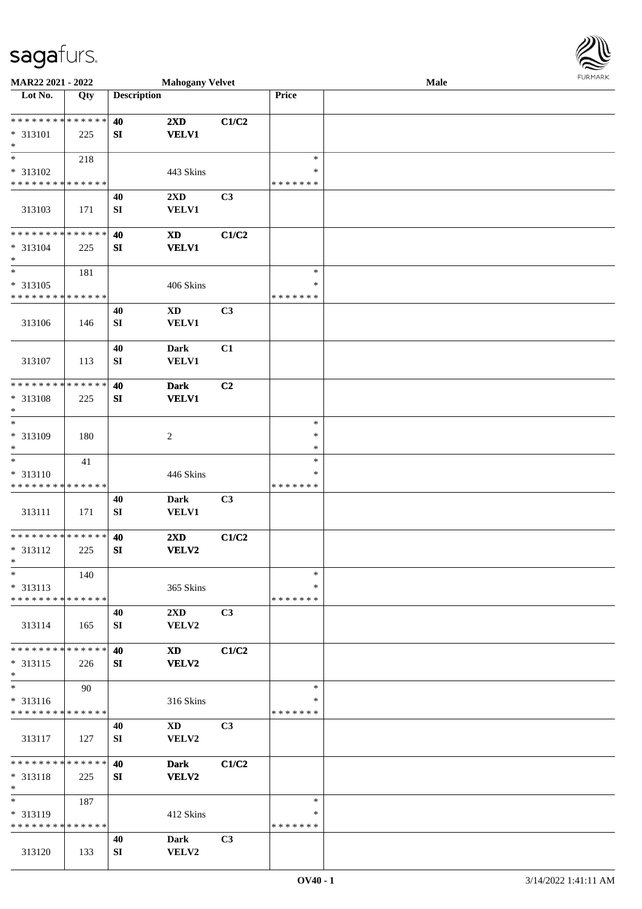**MAR22 2021 - 2022** **Mahogany Velvet** **Male**

| Lot No. | Qty | Description | | | Price | |
|---|---|---|---|---|---|---|
| * * * * * * * * * * * * * * | | **40** | **2XD** | **C1/C2** | | |
| * 313101 | 225 | **SI** | **VELV1** | | | |
| * | | | | | | |
| * | 218 | | | | * | |
| * 313102 | | | 443 Skins | | * | |
| * * * * * * * * * * * * * * | | | | | * * * * * * * | |
| | | **40** | **2XD** | **C3** | | |
| 313103 | 171 | **SI** | **VELV1** | | | |
| * * * * * * * * * * * * * * | | **40** | **XD** | **C1/C2** | | |
| * 313104 | 225 | **SI** | **VELV1** | | | |
| * | | | | | | |
| * | 181 | | | | * | |
| * 313105 | | | 406 Skins | | * | |
| * * * * * * * * * * * * * * | | | | | * * * * * * * | |
| | | **40** | **XD** | **C3** | | |
| 313106 | 146 | **SI** | **VELV1** | | | |
| | | **40** | **Dark** | **C1** | | |
| 313107 | 113 | **SI** | **VELV1** | | | |
| * * * * * * * * * * * * * * | | **40** | **Dark** | **C2** | | |
| * 313108 | 225 | **SI** | **VELV1** | | | |
| * | | | | | | |
| * | | | | | * | |
| * 313109 | 180 | | 2 | | * | |
| * | | | | | * | |
| * | 41 | | | | * | |
| * 313110 | | | 446 Skins | | * | |
| * * * * * * * * * * * * * * | | | | | * * * * * * * | |
| | | **40** | **Dark** | **C3** | | |
| 313111 | 171 | **SI** | **VELV1** | | | |
| * * * * * * * * * * * * * * | | **40** | **2XD** | **C1/C2** | | |
| * 313112 | 225 | **SI** | **VELV2** | | | |
| * | | | | | | |
| * | 140 | | | | * | |
| * 313113 | | | 365 Skins | | * | |
| * * * * * * * * * * * * * * | | | | | * * * * * * * | |
| | | **40** | **2XD** | **C3** | | |
| 313114 | 165 | **SI** | **VELV2** | | | |
| * * * * * * * * * * * * * * | | **40** | **XD** | **C1/C2** | | |
| * 313115 | 226 | **SI** | **VELV2** | | | |
| * | | | | | | |
| * | 90 | | | | * | |
| * 313116 | | | 316 Skins | | * | |
| * * * * * * * * * * * * * * | | | | | * * * * * * * | |
| | | **40** | **XD** | **C3** | | |
| 313117 | 127 | **SI** | **VELV2** | | | |
| * * * * * * * * * * * * * * | | **40** | **Dark** | **C1/C2** | | |
| * 313118 | 225 | **SI** | **VELV2** | | | |
| * | | | | | | |
| * | 187 | | | | * | |
| * 313119 | | | 412 Skins | | * | |
| * * * * * * * * * * * * * * | | | | | * * * * * * * | |
| | | **40** | **Dark** | **C3** | | |
| 313120 | 133 | **SI** | **VELV2** | | | |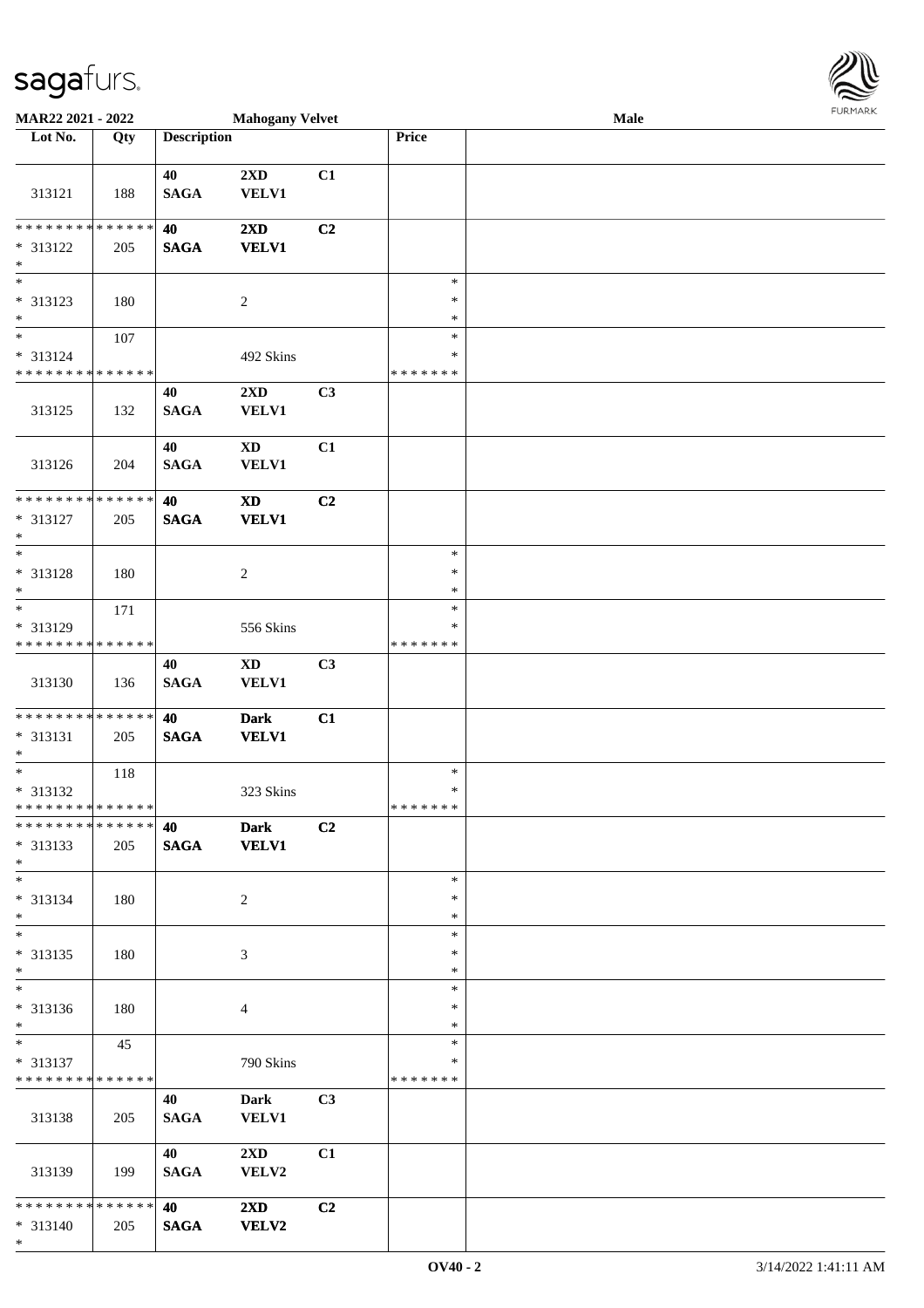**MAR22 2021 - 2022** | **Mahogany Velvet** | **Male**

| Lot No. | Qty | Description | | | Price | |
|---|---|---|---|---|---|---|
| 313121 | 188 | 40 SAGA | 2XD VELV1 | C1 | | |
| * * * * * * * * * * * * * * * 313122 * | 205 | 40 SAGA | 2XD VELV1 | C2 | | |
| * * 313123 * | 180 | | 2 | | * * * | |
| * * 313124 * * * * * * * * * * * * * * | 107 | | 492 Skins | | * * * * * * * * | |
| 313125 | 132 | 40 SAGA | 2XD VELV1 | C3 | | |
| 313126 | 204 | 40 SAGA | XD VELV1 | C1 | | |
| * * * * * * * * * * * * * * * 313127 * | 205 | 40 SAGA | XD VELV1 | C2 | | |
| * * 313128 * | 180 | | 2 | | * * * | |
| * * 313129 * * * * * * * * * * * * * * | 171 | | 556 Skins | | * * * * * * * * | |
| 313130 | 136 | 40 SAGA | XD VELV1 | C3 | | |
| * * * * * * * * * * * * * * * 313131 * | 205 | 40 SAGA | Dark VELV1 | C1 | | |
| * * 313132 * * * * * * * * * * * * * * | 118 | | 323 Skins | | * * * * * * * | |
| * * * * * * * * * * * * * * * 313133 * | 205 | 40 SAGA | Dark VELV1 | C2 | | |
| * * 313134 * | 180 | | 2 | | * * * | |
| * * 313135 * | 180 | | 3 | | * * * | |
| * * 313136 * | 180 | | 4 | | * * * | |
| * * 313137 * * * * * * * * * * * * * * | 45 | | 790 Skins | | * * * * * * * * | |
| 313138 | 205 | 40 SAGA | Dark VELV1 | C3 | | |
| 313139 | 199 | 40 SAGA | 2XD VELV2 | C1 | | |
| * * * * * * * * * * * * * * * 313140 * | 205 | 40 SAGA | 2XD VELV2 | C2 | | |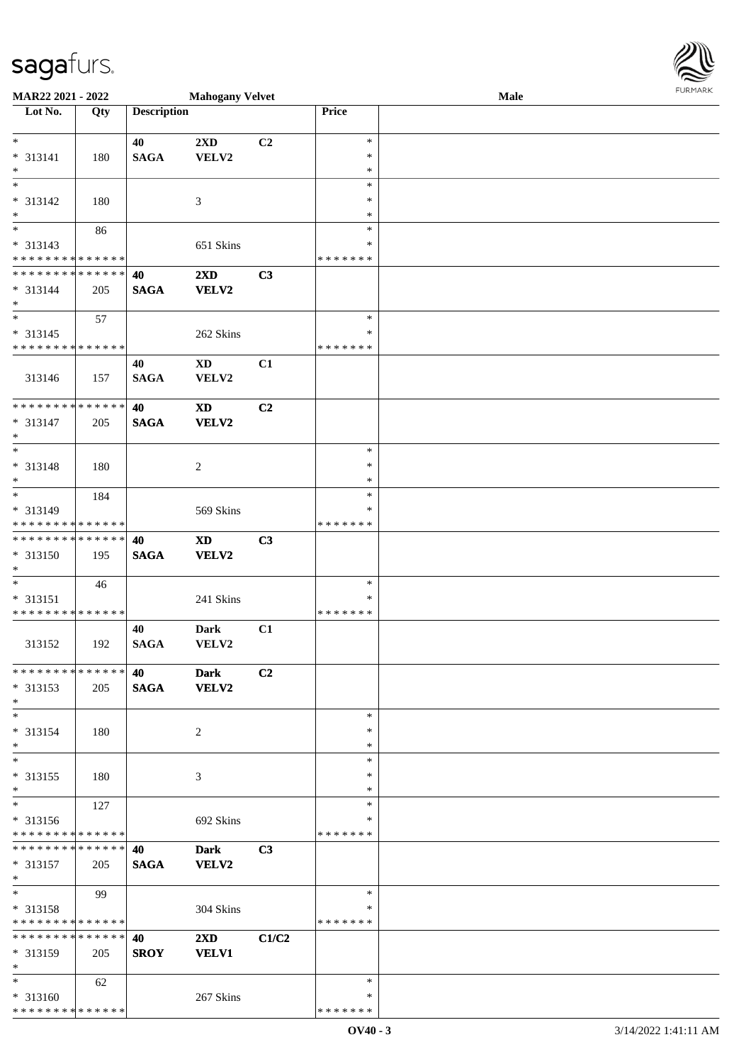MAR22 2021 - 2022 | Mahogany Velvet | Male

| Lot No. | Qty | Description | | | Price | |
|---|---|---|---|---|---|---|
| * | | 40 | 2XD | C2 | * | |
| * 313141 | 180 | SAGA | VELV2 | | * | |
| * | | | | | * | |
| * | | | | | * | |
| * 313142 | 180 | | 3 | | * | |
| * | | | | | * | |
| * | 86 | | | | * | |
| * 313143 | | | 651 Skins | | * | |
| * * * * * * * * * * * * * * | | | | | * * * * * * * | |
| * * * * * * * * * * * * * * | | **40** | **2XD** | **C3** | | |
| * 313144 | 205 | **SAGA** | **VELV2** | | | |
| * | | | | | | |
| * | 57 | | | | * | |
| * 313145 | | | 262 Skins | | * | |
| * * * * * * * * * * * * * * | | | | | * * * * * * * | |
| 313146 | 157 | 40 SAGA | XD VELV2 | C1 | | |
| * * * * * * * * * * * * * * | | **40** | **XD** | **C2** | | |
| * 313147 | 205 | **SAGA** | **VELV2** | | | |
| * | | | | | | |
| * | | | | | * | |
| * 313148 | 180 | | 2 | | * | |
| * | | | | | * | |
| * | 184 | | | | * | |
| * 313149 | | | 569 Skins | | * | |
| * * * * * * * * * * * * * * | | | | | * * * * * * * | |
| * * * * * * * * * * * * * * | | **40** | **XD** | **C3** | | |
| * 313150 | 195 | **SAGA** | **VELV2** | | | |
| * | | | | | | |
| * | 46 | | | | * | |
| * 313151 | | | 241 Skins | | * | |
| * * * * * * * * * * * * * * | | | | | * * * * * * * | |
| 313152 | 192 | 40 SAGA | Dark VELV2 | C1 | | |
| * * * * * * * * * * * * * * | | **40** | **Dark** | **C2** | | |
| * 313153 | 205 | **SAGA** | **VELV2** | | | |
| * | | | | | | |
| * | | | | | * | |
| * 313154 | 180 | | 2 | | * | |
| * | | | | | * | |
| * | | | | | * | |
| * 313155 | 180 | | 3 | | * | |
| * | | | | | * | |
| * | 127 | | | | * | |
| * 313156 | | | 692 Skins | | * | |
| * * * * * * * * * * * * * * | | | | | * * * * * * * | |
| * * * * * * * * * * * * * * | | **40** | **Dark** | **C3** | | |
| * 313157 | 205 | **SAGA** | **VELV2** | | | |
| * | | | | | | |
| * | 99 | | | | * | |
| * 313158 | | | 304 Skins | | * | |
| * * * * * * * * * * * * * * | | | | | * * * * * * * | |
| * * * * * * * * * * * * * * | | **40** | **2XD** | **C1/C2** | | |
| * 313159 | 205 | **SROY** | **VELV1** | | | |
| * | | | | | | |
| * | 62 | | | | * | |
| * 313160 | | | 267 Skins | | * | |
| * * * * * * * * * * * * * * | | | | | * * * * * * * | |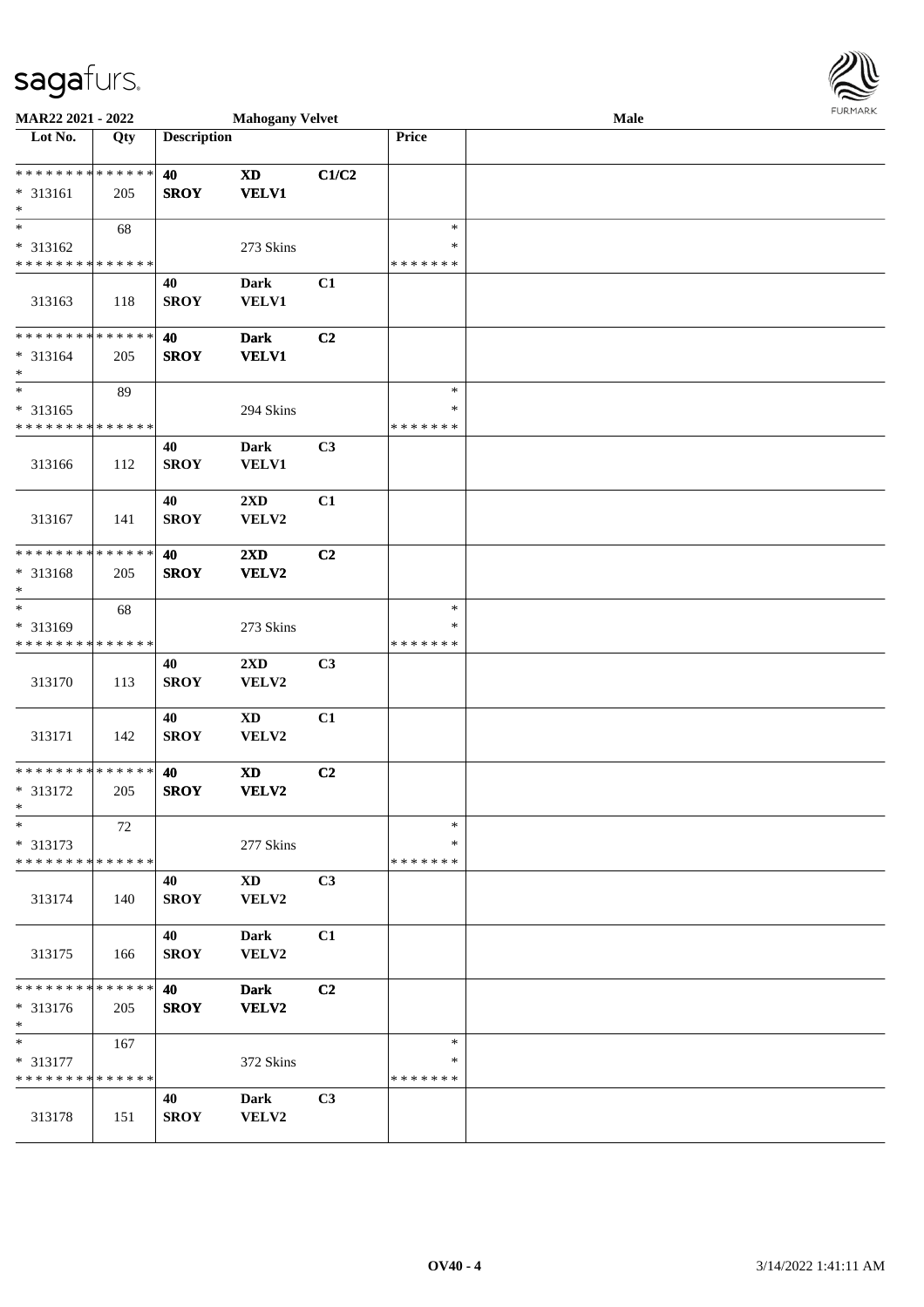**MAR22 2021 - 2022** | **Mahogany Velvet** | **Male**

| Lot No. | Qty | Description | | | Price | |
|---|---|---|---|---|---|---|
| * * * * * * * * * * * * * * | | **40** | **XD** | **C1/C2** | | |
| * 313161 | 205 | **SROY** | **VELV1** | | | |
| * | | | | | | |
| * | 68 | | | | * | |
| * 313162 | | | 273 Skins | | * | |
| * * * * * * * * * * * * * * | | | | | * * * * * * * | |
| 313163 | 118 | **40** **SROY** | **Dark** **VELV1** | **C1** | | |
| * * * * * * * * * * * * * * | | **40** | **Dark** | **C2** | | |
| * 313164 | 205 | **SROY** | **VELV1** | | | |
| * | | | | | | |
| * | 89 | | | | * | |
| * 313165 | | | 294 Skins | | * | |
| * * * * * * * * * * * * * * | | | | | * * * * * * * | |
| 313166 | 112 | **40** **SROY** | **Dark** **VELV1** | **C3** | | |
| 313167 | 141 | **40** **SROY** | **2XD** **VELV2** | **C1** | | |
| * * * * * * * * * * * * * * | | **40** | **2XD** | **C2** | | |
| * 313168 | 205 | **SROY** | **VELV2** | | | |
| * | | | | | | |
| * | 68 | | | | * | |
| * 313169 | | | 273 Skins | | * | |
| * * * * * * * * * * * * * * | | | | | * * * * * * * | |
| 313170 | 113 | **40** **SROY** | **2XD** **VELV2** | **C3** | | |
| 313171 | 142 | **40** **SROY** | **XD** **VELV2** | **C1** | | |
| * * * * * * * * * * * * * * | | **40** | **XD** | **C2** | | |
| * 313172 | 205 | **SROY** | **VELV2** | | | |
| * | | | | | | |
| * | 72 | | | | * | |
| * 313173 | | | 277 Skins | | * | |
| * * * * * * * * * * * * * * | | | | | * * * * * * * | |
| 313174 | 140 | **40** **SROY** | **XD** **VELV2** | **C3** | | |
| 313175 | 166 | **40** **SROY** | **Dark** **VELV2** | **C1** | | |
| * * * * * * * * * * * * * * | | **40** | **Dark** | **C2** | | |
| * 313176 | 205 | **SROY** | **VELV2** | | | |
| * | | | | | | |
| * | 167 | | | | * | |
| * 313177 | | | 372 Skins | | * | |
| * * * * * * * * * * * * * * | | | | | * * * * * * * | |
| 313178 | 151 | **40** **SROY** | **Dark** **VELV2** | **C3** | | |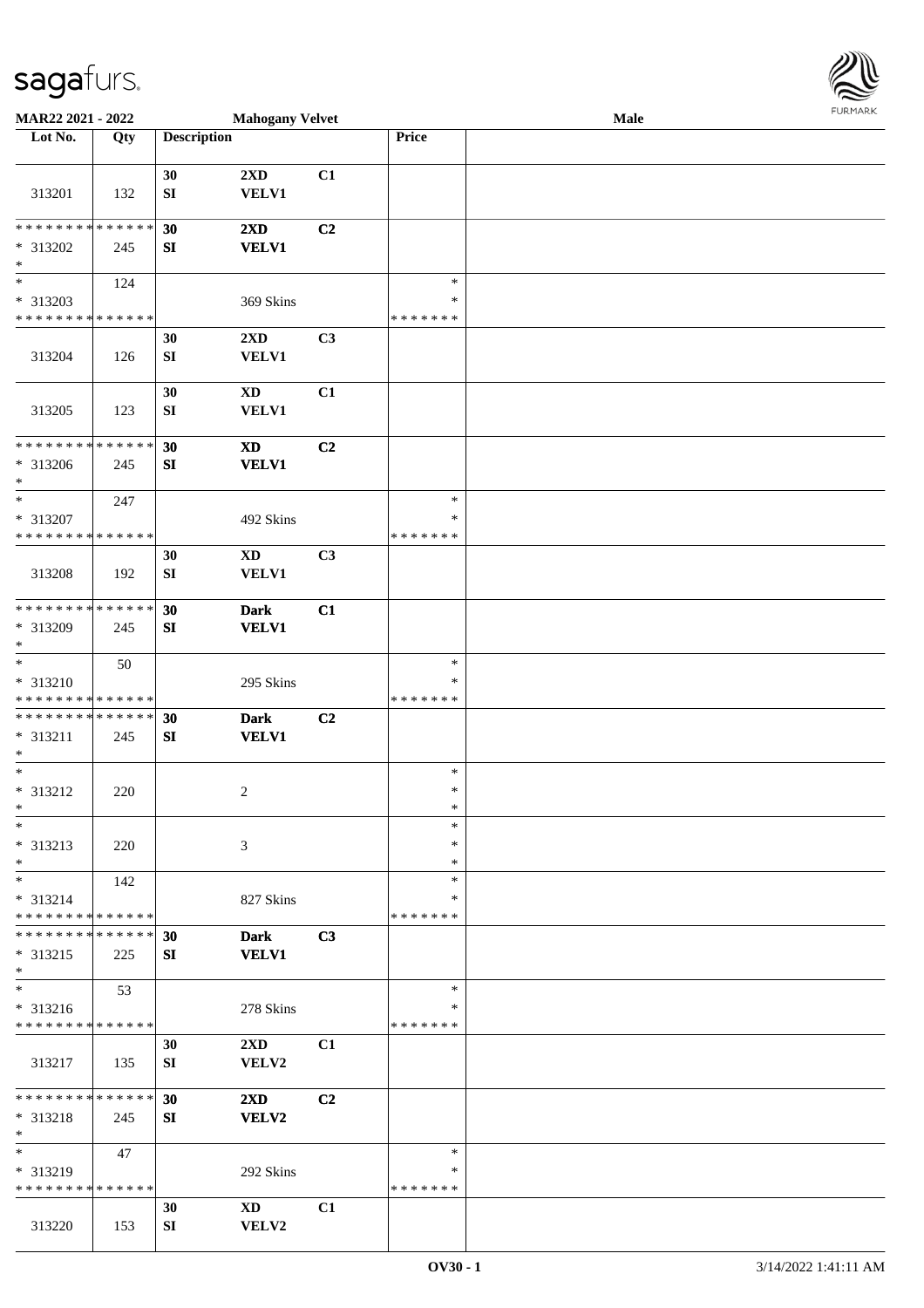**MAR22 2021 - 2022** **Mahogany Velvet** **Male**

| Lot No. | Qty | Description | | | Price | |
|---|---|---|---|---|---|---|
| 313201 | 132 | 30 SI | 2XD VELV1 | C1 | | |
| * * * * * * * * * * * * * * * 313202 * | 245 | 30 SI | 2XD VELV1 | C2 | | |
| * * 313203 * * * * * * * * * * * * * * | 124 | | 369 Skins | | * * * * * * * * * | |
| 313204 | 126 | 30 SI | 2XD VELV1 | C3 | | |
| 313205 | 123 | 30 SI | XD VELV1 | C1 | | |
| * * * * * * * * * * * * * * * 313206 * | 245 | 30 SI | XD VELV1 | C2 | | |
| * * 313207 * * * * * * * * * * * * * * | 247 | | 492 Skins | | * * * * * * * * * | |
| 313208 | 192 | 30 SI | XD VELV1 | C3 | | |
| * * * * * * * * * * * * * * * 313209 * | 245 | 30 SI | Dark VELV1 | C1 | | |
| * * 313210 * * * * * * * * * * * * * * | 50 | | 295 Skins | | * * * * * * * * * | |
| * * * * * * * * * * * * * * * 313211 * | 245 | 30 SI | Dark VELV1 | C2 | | |
| * * 313212 * | 220 | | 2 | | * * * | |
| * * 313213 * | 220 | | 3 | | * * * | |
| * * 313214 * * * * * * * * * * * * * * | 142 | | 827 Skins | | * * * * * * * * * | |
| * * * * * * * * * * * * * * * 313215 * | 225 | 30 SI | Dark VELV1 | C3 | | |
| * * 313216 * * * * * * * * * * * * * * | 53 | | 278 Skins | | * * * * * * * * * | |
| 313217 | 135 | 30 SI | 2XD VELV2 | C1 | | |
| * * * * * * * * * * * * * * * 313218 * | 245 | 30 SI | 2XD VELV2 | C2 | | |
| * * 313219 * * * * * * * * * * * * * * | 47 | | 292 Skins | | * * * * * * * * * | |
| 313220 | 153 | 30 SI | XD VELV2 | C1 | | |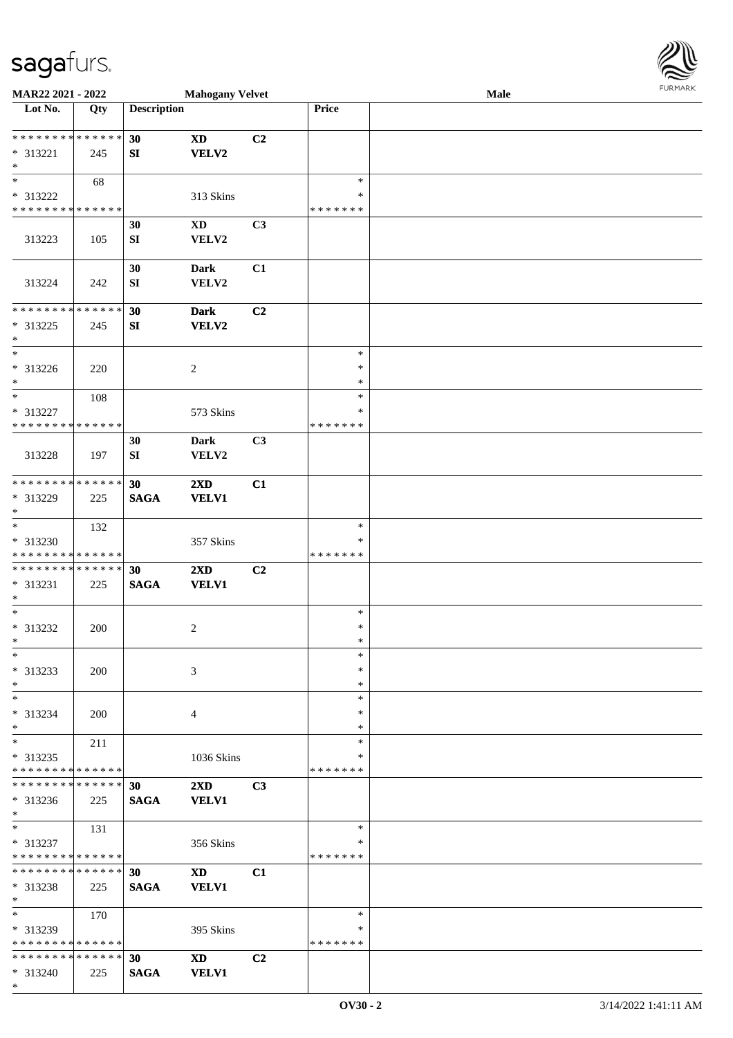**MAR22 2021 - 2022** | **Mahogany Velvet** | **Male**

| Lot No. | Qty | Description | | | Price | |
|---|---|---|---|---|---|---|
| * * * * * * * * * * * * * * | | **30** | **XD** | **C2** | | |
| * 313221 | 245 | **SI** | **VELV2** | | | |
| * | | | | | | |
| * | 68 | | | | * | |
| * 313222 | | | 313 Skins | | * | |
| * * * * * * * * * * * * * * | | | | | * * * * * * * | |
| | | 30 | XD | C3 | | |
| 313223 | 105 | SI | VELV2 | | | |
| | | 30 | Dark | C1 | | |
| 313224 | 242 | SI | VELV2 | | | |
| * * * * * * * * * * * * * * | | **30** | **Dark** | **C2** | | |
| * 313225 | 245 | **SI** | **VELV2** | | | |
| * | | | | | | |
| * | | | | | * | |
| * 313226 | 220 | | 2 | | * | |
| * | | | | | * | |
| * | 108 | | | | * | |
| * 313227 | | | 573 Skins | | * | |
| * * * * * * * * * * * * * * | | | | | * * * * * * * | |
| | | 30 | Dark | C3 | | |
| 313228 | 197 | SI | VELV2 | | | |
| * * * * * * * * * * * * * * | | **30** | **2XD** | **C1** | | |
| * 313229 | 225 | **SAGA** | **VELV1** | | | |
| * | | | | | | |
| * | 132 | | | | * | |
| * 313230 | | | 357 Skins | | * | |
| * * * * * * * * * * * * * * | | | | | * * * * * * * | |
| * * * * * * * * * * * * * * | | **30** | **2XD** | **C2** | | |
| * 313231 | 225 | **SAGA** | **VELV1** | | | |
| * | | | | | | |
| * | | | | | * | |
| * 313232 | 200 | | 2 | | * | |
| * | | | | | * | |
| * | | | | | * | |
| * 313233 | 200 | | 3 | | * | |
| * | | | | | * | |
| * | | | | | * | |
| * 313234 | 200 | | 4 | | * | |
| * | | | | | * | |
| * | 211 | | | | * | |
| * 313235 | | | 1036 Skins | | * | |
| * * * * * * * * * * * * * * | | | | | * * * * * * * | |
| * * * * * * * * * * * * * * | | **30** | **2XD** | **C3** | | |
| * 313236 | 225 | **SAGA** | **VELV1** | | | |
| * | | | | | | |
| * | 131 | | | | * | |
| * 313237 | | | 356 Skins | | * | |
| * * * * * * * * * * * * * * | | | | | * * * * * * * | |
| * * * * * * * * * * * * * * | | **30** | **XD** | **C1** | | |
| * 313238 | 225 | **SAGA** | **VELV1** | | | |
| * | | | | | | |
| * | 170 | | | | * | |
| * 313239 | | | 395 Skins | | * | |
| * * * * * * * * * * * * * * | | | | | * * * * * * * | |
| * * * * * * * * * * * * * * | | **30** | **XD** | **C2** | | |
| * 313240 | 225 | **SAGA** | **VELV1** | | | |
| * | | | | | | |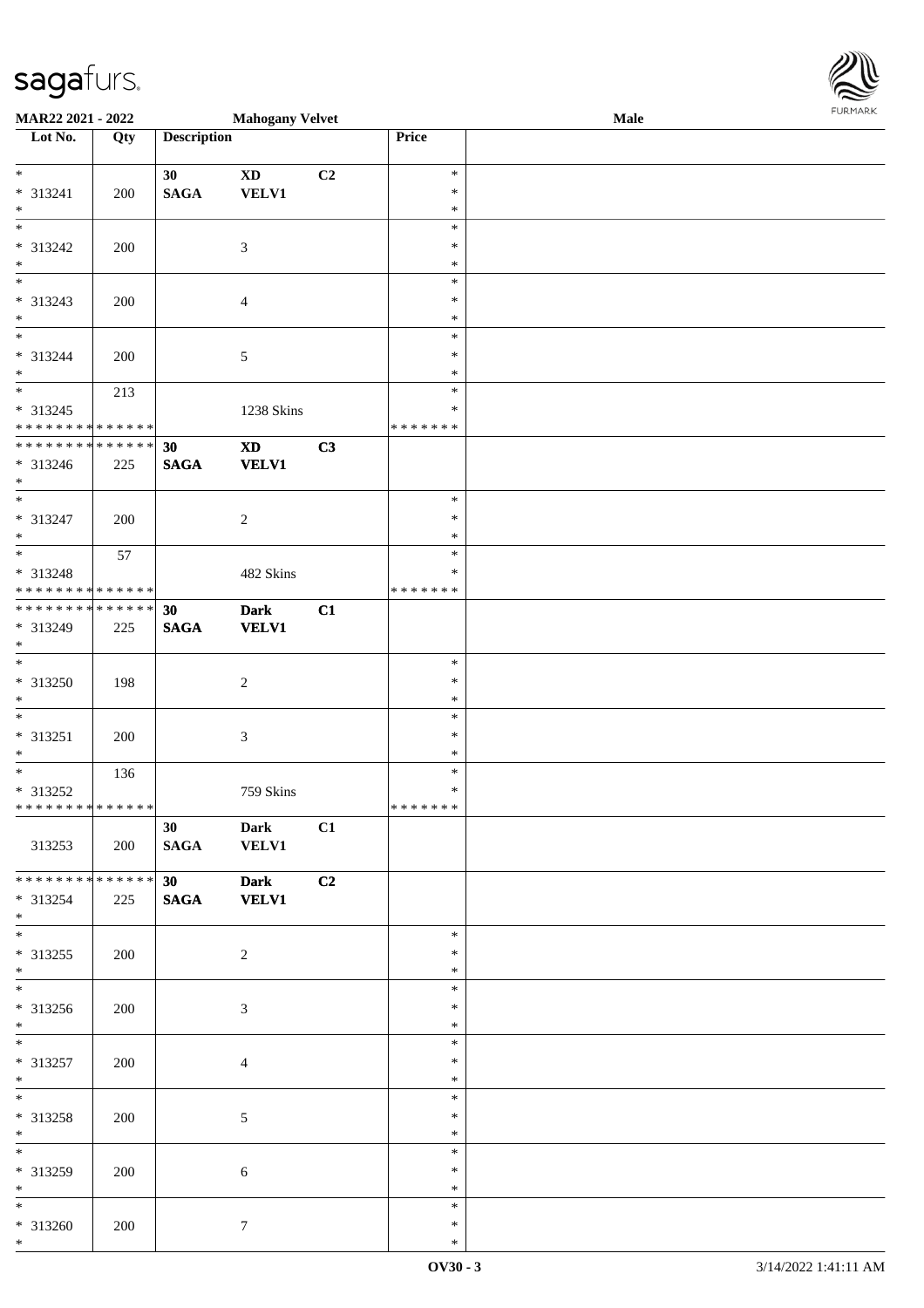MAR22 2021 - 2022 | Mahogany Velvet | Male

| Lot No. | Qty | Description | | | Price | |
|---|---|---|---|---|---|---|
| * | | 30 | XD | C2 | * | |
| * 313241 | 200 | SAGA | VELV1 | | * | |
| * | | | | | * | |
| * | | | | | * | |
| * 313242 | 200 | | 3 | | * | |
| * | | | | | * | |
| * | | | | | * | |
| * 313243 | 200 | | 4 | | * | |
| * | | | | | * | |
| * | | | | | * | |
| * 313244 | 200 | | 5 | | * | |
| * | | | | | * | |
| * | 213 | | | | * | |
| * 313245 | | | 1238 Skins | | * | |
| * * * * * * * * * * * * * * | | | | | * * * * * * * | |
| * * * * * * * * * * * * * * | | 30 | XD | C3 | | |
| * 313246 | 225 | SAGA | VELV1 | | | |
| * | | | | | | |
| * | | | | | * | |
| * 313247 | 200 | | 2 | | * | |
| * | | | | | * | |
| * | 57 | | | | * | |
| * 313248 | | | 482 Skins | | * | |
| * * * * * * * * * * * * * * | | | | | * * * * * * * | |
| * * * * * * * * * * * * * * | | 30 | Dark | C1 | | |
| * 313249 | 225 | SAGA | VELV1 | | | |
| * | | | | | | |
| * | | | | | * | |
| * 313250 | 198 | | 2 | | * | |
| * | | | | | * | |
| * | | | | | * | |
| * 313251 | 200 | | 3 | | * | |
| * | | | | | * | |
| * | 136 | | | | * | |
| * 313252 | | | 759 Skins | | * | |
| * * * * * * * * * * * * * * | | | | | * * * * * * * | |
| | | 30 | Dark | C1 | | |
| 313253 | 200 | SAGA | VELV1 | | | |
| * * * * * * * * * * * * * * | | 30 | Dark | C2 | | |
| * 313254 | 225 | SAGA | VELV1 | | | |
| * | | | | | | |
| * | | | | | * | |
| * 313255 | 200 | | 2 | | * | |
| * | | | | | * | |
| * | | | | | * | |
| * 313256 | 200 | | 3 | | * | |
| * | | | | | * | |
| * | | | | | * | |
| * 313257 | 200 | | 4 | | * | |
| * | | | | | * | |
| * | | | | | * | |
| * 313258 | 200 | | 5 | | * | |
| * | | | | | * | |
| * | | | | | * | |
| * 313259 | 200 | | 6 | | * | |
| * | | | | | * | |
| * | | | | | * | |
| * 313260 | 200 | | 7 | | * | |
| * | | | | | * | |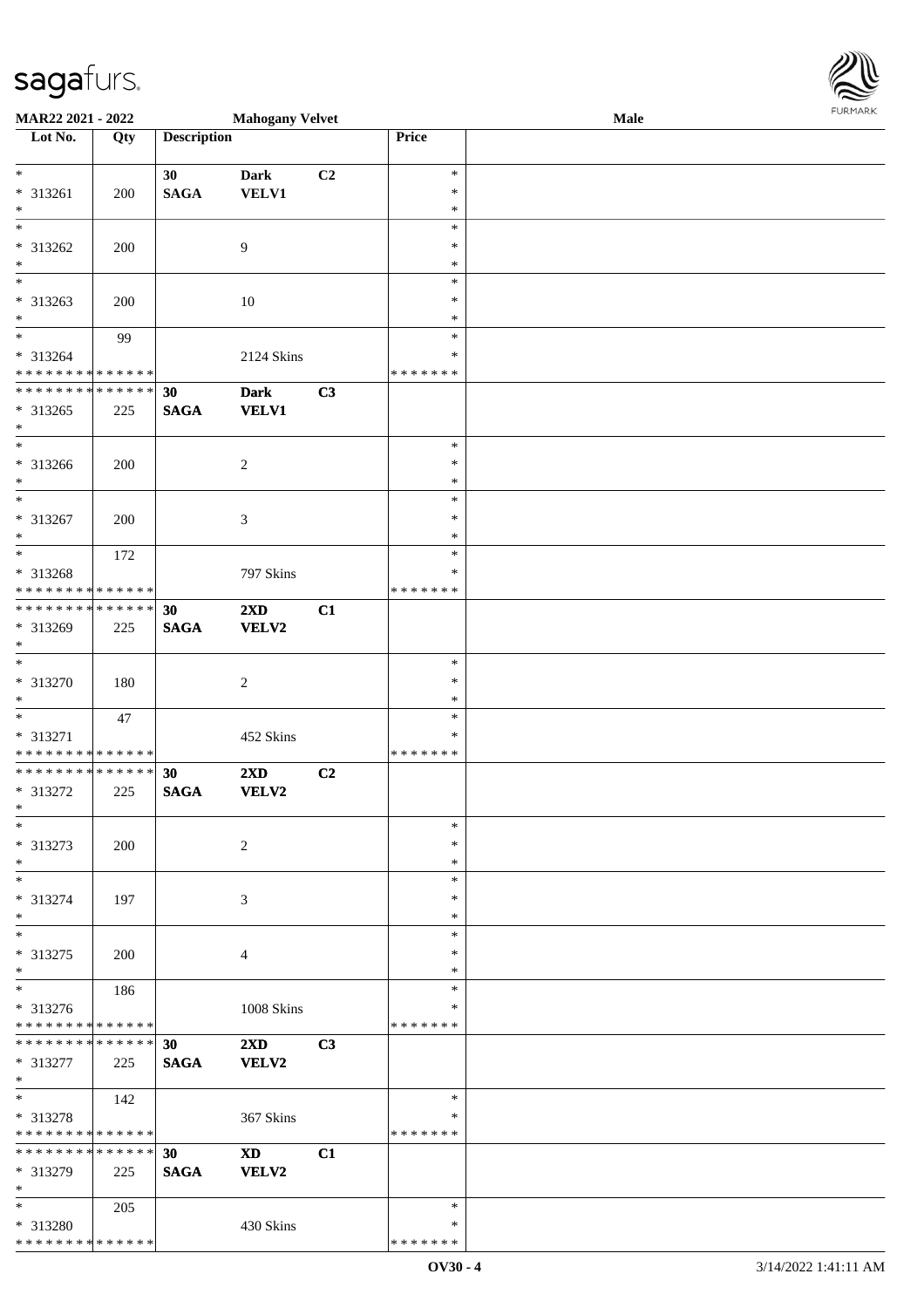MAR22 2021 - 2022 | Mahogany Velvet | Male

| Lot No. | Qty | Description | | | Price | |
|---|---|---|---|---|---|---|
| * <br> * 313261 <br> * | 200 | 30 <br> **SAGA** | **Dark** <br> **VELV1** | **C2** | * <br> * <br> * | |
| * <br> * 313262 <br> * | 200 | | 9 | | * <br> * <br> * | |
| * <br> * 313263 <br> * | 200 | | 10 | | * <br> * <br> * | |
| * <br> * 313264 <br> * * * * * * * * * * * * * * | 99 | | 2124 Skins | | * <br> * <br> * * * * * * * | |
| * * * * * * * * * * * * * * <br> * 313265 <br> * | 225 | **30** <br> **SAGA** | **Dark** <br> **VELV1** | **C3** | | |
| * <br> * 313266 <br> * | 200 | | 2 | | * <br> * <br> * | |
| * <br> * 313267 <br> * | 200 | | 3 | | * <br> * <br> * | |
| * <br> * 313268 <br> * * * * * * * * * * * * * * | 172 | | 797 Skins | | * <br> * <br> * * * * * * * | |
| * * * * * * * * * * * * * * <br> * 313269 <br> * | 225 | **30** <br> **SAGA** | **2XD** <br> **VELV2** | **C1** | | |
| * <br> * 313270 <br> * | 180 | | 2 | | * <br> * <br> * | |
| * <br> * 313271 <br> * * * * * * * * * * * * * * | 47 | | 452 Skins | | * <br> * <br> * * * * * * * | |
| * * * * * * * * * * * * * * <br> * 313272 <br> * | 225 | **30** <br> **SAGA** | **2XD** <br> **VELV2** | **C2** | | |
| * <br> * 313273 <br> * | 200 | | 2 | | * <br> * <br> * | |
| * <br> * 313274 <br> * | 197 | | 3 | | * <br> * <br> * | |
| * <br> * 313275 <br> * | 200 | | 4 | | * <br> * <br> * | |
| * <br> * 313276 <br> * * * * * * * * * * * * * * | 186 | | 1008 Skins | | * <br> * <br> * * * * * * * | |
| * * * * * * * * * * * * * * <br> * 313277 <br> * | 225 | **30** <br> **SAGA** | **2XD** <br> **VELV2** | **C3** | | |
| * <br> * 313278 <br> * * * * * * * * * * * * * * | 142 | | 367 Skins | | * <br> * <br> * * * * * * * | |
| * * * * * * * * * * * * * * <br> * 313279 <br> * | 225 | **30** <br> **SAGA** | **XD** <br> **VELV2** | **C1** | | |
| * <br> * 313280 <br> * * * * * * * * * * * * * * | 205 | | 430 Skins | | * <br> * <br> * * * * * * * | |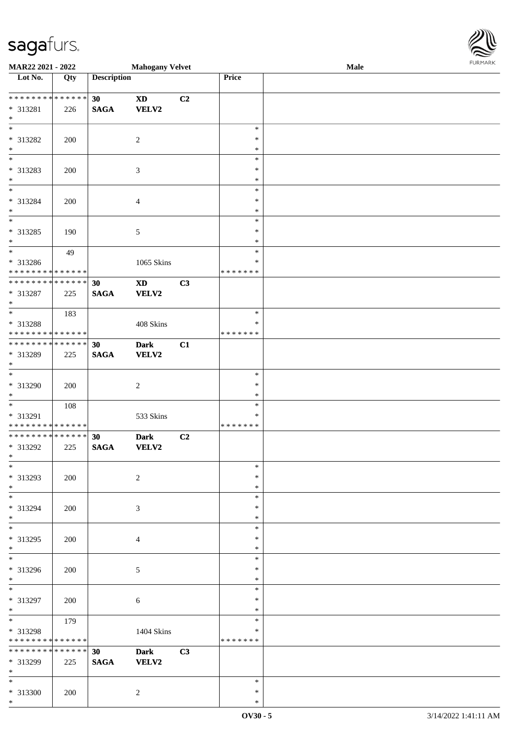MAR22 2021 - 2022 | Mahogany Velvet | Male

| Lot No. | Qty | Description | | | Price | |
|---|---|---|---|---|---|---|
| * * * * * * * * * * * * * * | | 30 | XD | C2 | | |
| * 313281 | 226 | SAGA | VELV2 | | | |
| * | | | | | | |
| * 313282 | 200 | | 2 | | * * * | |
| * 313283 | 200 | | 3 | | * * * | |
| * 313284 | 200 | | 4 | | * * * | |
| * 313285 | 190 | | 5 | | * * * | |
| * 313286 | 49 | | 1065 Skins | | * * * * * * * * * | |
| * * * * * * * * * * * * * * | | 30 | XD | C3 | | |
| * 313287 | 225 | SAGA | VELV2 | | | |
| * 313288 | 183 | | 408 Skins | | * * * * * * * * * | |
| * * * * * * * * * * * * * * | | 30 | Dark | C1 | | |
| * 313289 | 225 | SAGA | VELV2 | | | |
| * 313290 | 200 | | 2 | | * * * | |
| * 313291 | 108 | | 533 Skins | | * * * * * * * * * | |
| * * * * * * * * * * * * * * | | 30 | Dark | C2 | | |
| * 313292 | 225 | SAGA | VELV2 | | | |
| * 313293 | 200 | | 2 | | * * * | |
| * 313294 | 200 | | 3 | | * * * | |
| * 313295 | 200 | | 4 | | * * * | |
| * 313296 | 200 | | 5 | | * * * | |
| * 313297 | 200 | | 6 | | * * * | |
| * 313298 | 179 | | 1404 Skins | | * * * * * * * * * | |
| * * * * * * * * * * * * * * | | 30 | Dark | C3 | | |
| * 313299 | 225 | SAGA | VELV2 | | | |
| * 313300 | 200 | | 2 | | * * * | |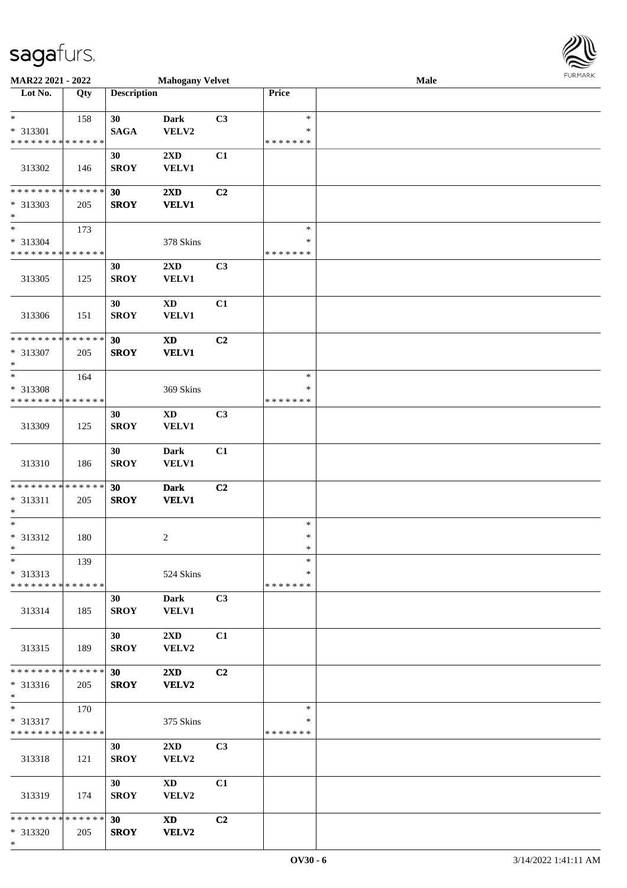sagafurs.

MAR22 2021 - 2022 | Mahogany Velvet | Male

| Lot No. | Qty | Description | | | Price | |
|---|---|---|---|---|---|---|
| * | 158 | 30 | Dark | C3 | * | |
| * 313301 | | SAGA | VELV2 | | * | |
| * * * * * * * * * * * * * * | | | | | * * * * * * * | |
| 313302 | 146 | 30 SROY | 2XD VELV1 | C1 | | |
| * * * * * * * * * * * * * * | | 30 | 2XD | C2 | | |
| * 313303 | 205 | SROY | VELV1 | | | |
| * | | | | | | |
| * | 173 | | | | * | |
| * 313304 | | | 378 Skins | | * | |
| * * * * * * * * * * * * * * | | | | | * * * * * * * | |
| 313305 | 125 | 30 SROY | 2XD VELV1 | C3 | | |
| 313306 | 151 | 30 SROY | XD VELV1 | C1 | | |
| * * * * * * * * * * * * * * | | 30 | XD | C2 | | |
| * 313307 | 205 | SROY | VELV1 | | | |
| * | | | | | | |
| * | 164 | | | | * | |
| * 313308 | | | 369 Skins | | * | |
| * * * * * * * * * * * * * * | | | | | * * * * * * * | |
| 313309 | 125 | 30 SROY | XD VELV1 | C3 | | |
| 313310 | 186 | 30 SROY | Dark VELV1 | C1 | | |
| * * * * * * * * * * * * * * | | 30 | Dark | C2 | | |
| * 313311 | 205 | SROY | VELV1 | | | |
| * | | | | | | |
| * | | | | | * | |
| * 313312 | 180 | | 2 | | * | |
| * | | | | | * | |
| * | 139 | | | | * | |
| * 313313 | | | 524 Skins | | * | |
| * * * * * * * * * * * * * * | | | | | * * * * * * * | |
| 313314 | 185 | 30 SROY | Dark VELV1 | C3 | | |
| 313315 | 189 | 30 SROY | 2XD VELV2 | C1 | | |
| * * * * * * * * * * * * * * | | 30 | 2XD | C2 | | |
| * 313316 | 205 | SROY | VELV2 | | | |
| * | | | | | | |
| * | 170 | | | | * | |
| * 313317 | | | 375 Skins | | * | |
| * * * * * * * * * * * * * * | | | | | * * * * * * * | |
| 313318 | 121 | 30 SROY | 2XD VELV2 | C3 | | |
| 313319 | 174 | 30 SROY | XD VELV2 | C1 | | |
| * * * * * * * * * * * * * * | | 30 | XD | C2 | | |
| * 313320 | 205 | SROY | VELV2 | | | |
| * | | | | | | |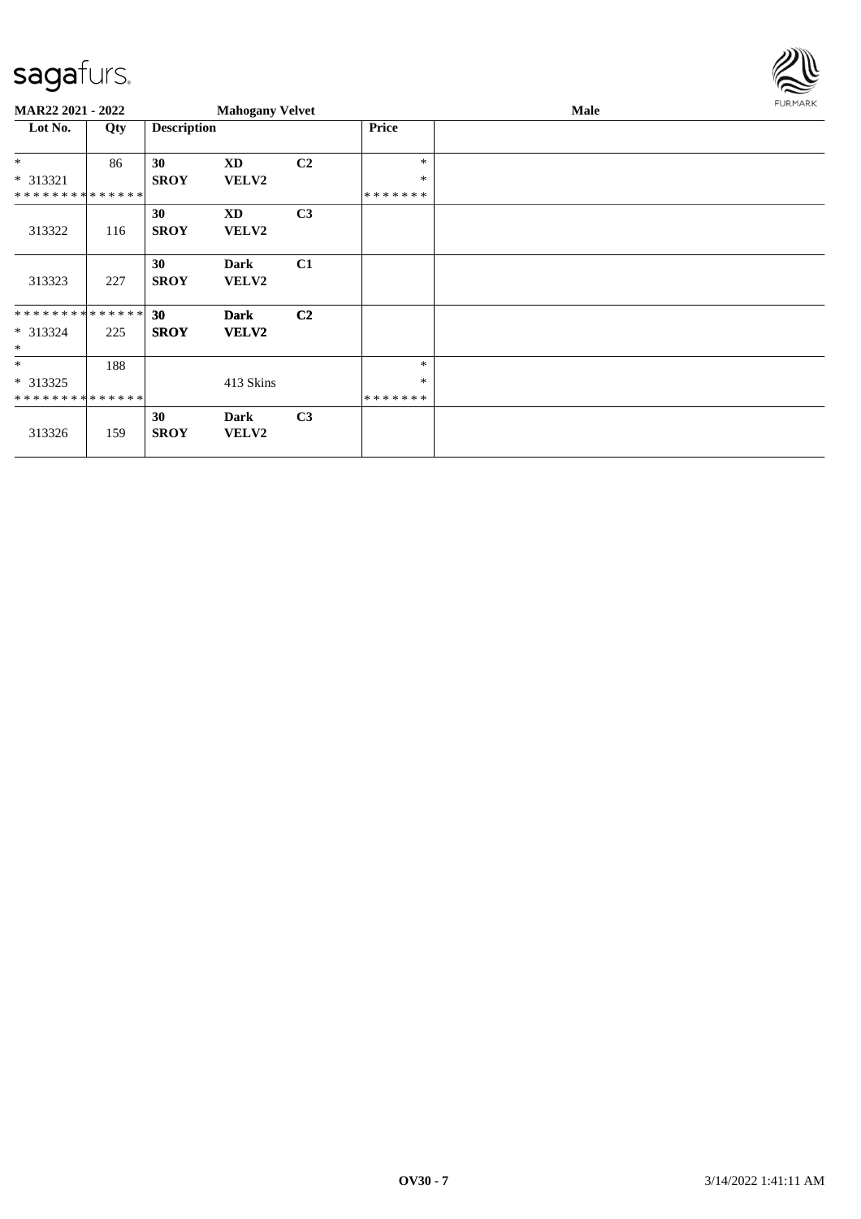**MAR22 2021 - 2022** **Mahogany Velvet** **Male**

| Lot No. | Qty | Description | | | Price | |
|---|---|---|---|---|---|---|
| * | 86 | **30** | **XD** | **C2** | * | |
| * 313321 | | **SROY** | **VELV2** | | * | |
| * * * * * * * * * * * * * * | | | | | * * * * * * * | |
| 313322 | 116 | **30** **SROY** | **XD** **VELV2** | **C3** | | |
| 313323 | 227 | **30** **SROY** | **Dark** **VELV2** | **C1** | | |
| * * * * * * * * * * * * * * | | **30** | **Dark** | **C2** | | |
| * 313324 | 225 | **SROY** | **VELV2** | | | |
| * | | | | | | |
| * | 188 | | | | * | |
| * 313325 | | | 413 Skins | | * | |
| * * * * * * * * * * * * * * | | | | | * * * * * * * | |
| 313326 | 159 | **30** **SROY** | **Dark** **VELV2** | **C3** | | |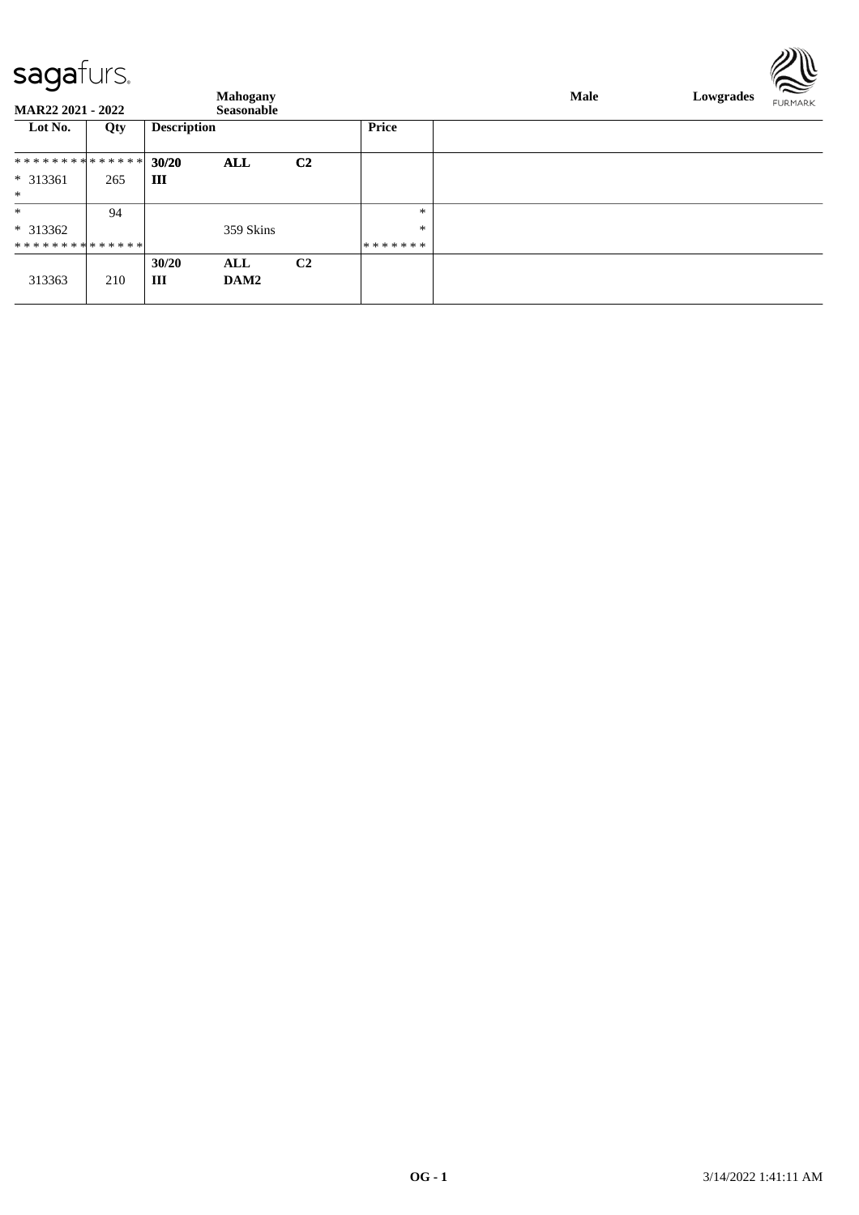**MAR22 2021 - 2022**

**Mahogany Seasonable**

**Male** **Lowgrades**

| Lot No. | Qty | Description | | | Price |
|---|---|---|---|---|---|
| ************** | | **30/20** | **ALL** | **C2** | |
| * 313361 | 265 | **III** | | | |
| * | | | | | |
| * | 94 | | | | * |
| * 313362 | | | 359 Skins | | * |
| ************** | | | | | ******* |
| | | **30/20** | **ALL** | **C2** | |
| 313363 | 210 | **III** | **DAM2** | | |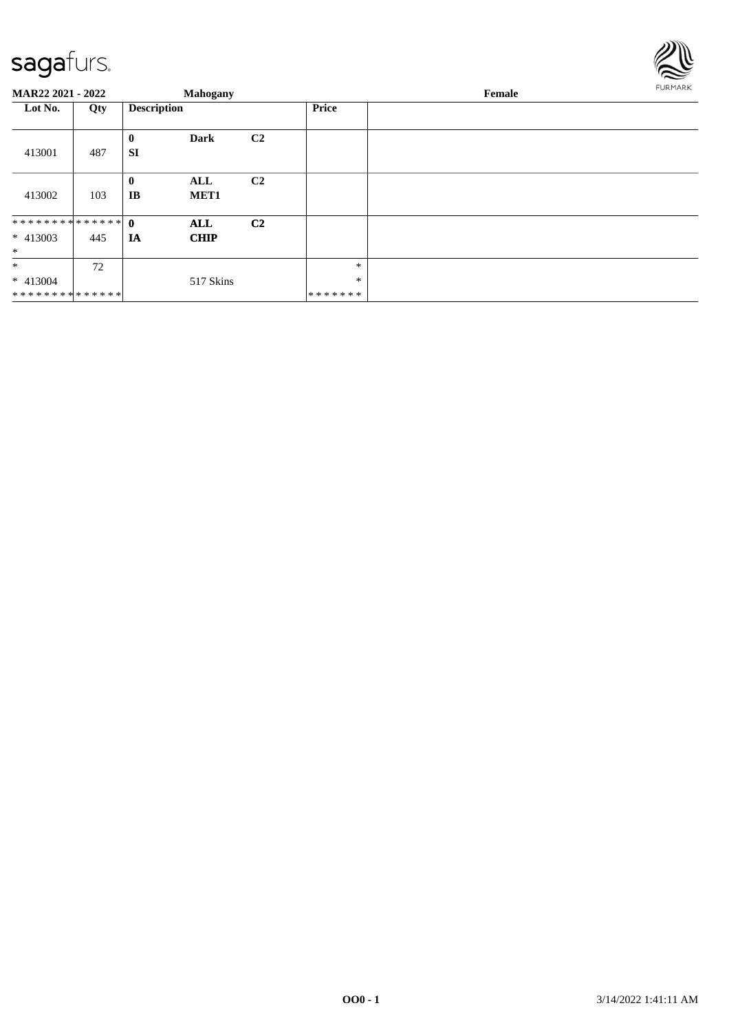MAR22 2021 - 2022 **Mahogany** **Female**

| Lot No. | Qty | Description | | | Price | |
|---|---|---|---|---|---|---|
| 413001 | 487 | **0** **SI** | **Dark** | **C2** | | |
| 413002 | 103 | **0** **IB** | **ALL** **MET1** | **C2** | | |
| ************** * 413003 * | 445 | **0** **IA** | **ALL** **CHIP** | **C2** | | |
| * * 413004 ************** | 72 | | 517 Skins | | * * ******* | |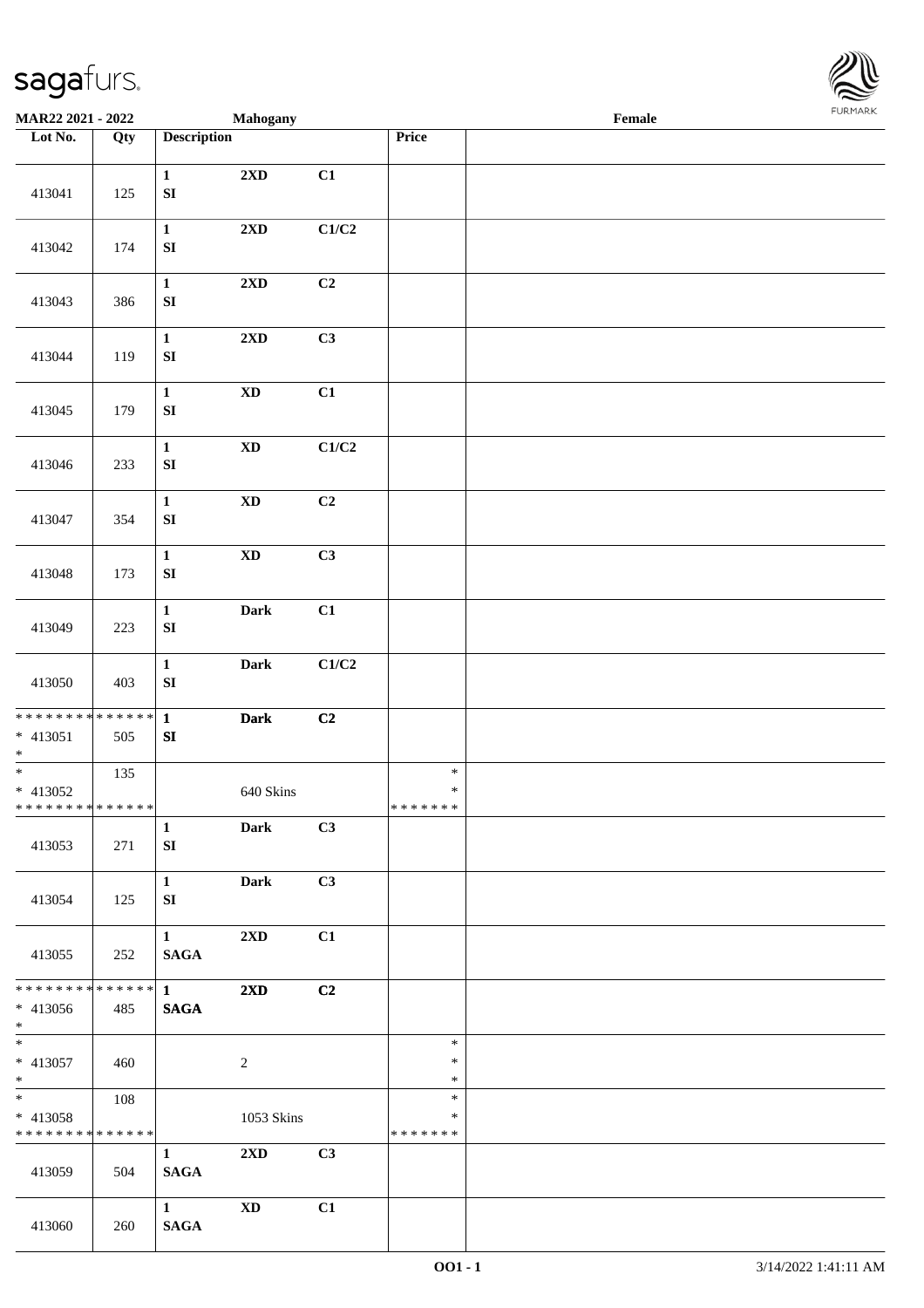**MAR22 2021 - 2022** **Mahogany** **Female**

| Lot No. | Qty | Description | | | Price | |
|---|---|---|---|---|---|---|
| 413041 | 125 | **1** **SI** | **2XD** | **C1** | | |
| 413042 | 174 | **1** **SI** | **2XD** | **C1/C2** | | |
| 413043 | 386 | **1** **SI** | **2XD** | **C2** | | |
| 413044 | 119 | **1** **SI** | **2XD** | **C3** | | |
| 413045 | 179 | **1** **SI** | **XD** | **C1** | | |
| 413046 | 233 | **1** **SI** | **XD** | **C1/C2** | | |
| 413047 | 354 | **1** **SI** | **XD** | **C2** | | |
| 413048 | 173 | **1** **SI** | **XD** | **C3** | | |
| 413049 | 223 | **1** **SI** | **Dark** | **C1** | | |
| 413050 | 403 | **1** **SI** | **Dark** | **C1/C2** | | |
| * * * * * * * * * * * * * * * 413051 * | 505 | **1** **SI** | **Dark** | **C2** | | |
| * * 413052 * * * * * * * * * * * * * * | 135 | | 640 Skins | | * * * * * * * * * | |
| 413053 | 271 | **1** **SI** | **Dark** | **C3** | | |
| 413054 | 125 | **1** **SI** | **Dark** | **C3** | | |
| 413055 | 252 | **1** **SAGA** | **2XD** | **C1** | | |
| * * * * * * * * * * * * * * * 413056 * | 485 | **1** **SAGA** | **2XD** | **C2** | | |
| * * 413057 * | 460 | | 2 | | * * * | |
| * * 413058 * * * * * * * * * * * * * * | 108 | | 1053 Skins | | * * * * * * * * * | |
| 413059 | 504 | **1** **SAGA** | **2XD** | **C3** | | |
| 413060 | 260 | **1** **SAGA** | **XD** | **C1** | | |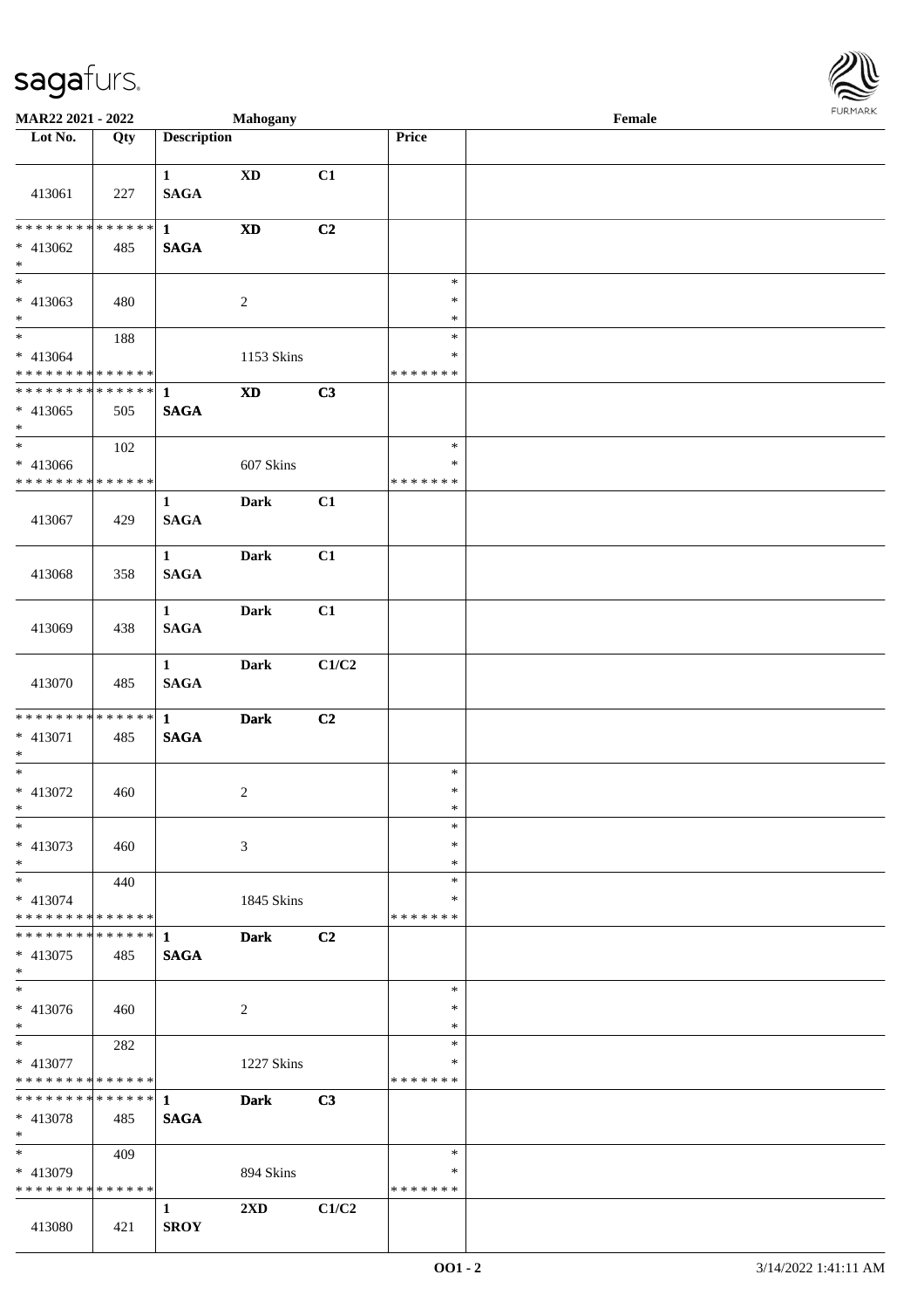MAR22 2021 - 2022 | Mahogany | Female

| Lot No. | Qty | Description | | | Price | |
|---|---|---|---|---|---|---|
| 413061 | 227 | 1 SAGA | XD | C1 | | |
| * * * * * * * * * * * * * * * 413062 * | 485 | 1 SAGA | XD | C2 | | |
| * * 413063 * | 480 | | 2 | | * * * | |
| * * 413064 * * * * * * * * * * * * * * | 188 | | 1153 Skins | | * * * * * * * * | |
| * * * * * * * * * * * * * * * 413065 * | 505 | 1 SAGA | XD | C3 | | |
| * * 413066 * * * * * * * * * * * * * * | 102 | | 607 Skins | | * * * * * * * * | |
| 413067 | 429 | 1 SAGA | Dark | C1 | | |
| 413068 | 358 | 1 SAGA | Dark | C1 | | |
| 413069 | 438 | 1 SAGA | Dark | C1 | | |
| 413070 | 485 | 1 SAGA | Dark | C1/C2 | | |
| * * * * * * * * * * * * * * * 413071 * | 485 | 1 SAGA | Dark | C2 | | |
| * * 413072 * | 460 | | 2 | | * * * | |
| * * 413073 * | 460 | | 3 | | * * * | |
| * * 413074 * * * * * * * * * * * * * * | 440 | | 1845 Skins | | * * * * * * * * | |
| * * * * * * * * * * * * * * * 413075 * | 485 | 1 SAGA | Dark | C2 | | |
| * * 413076 * | 460 | | 2 | | * * * | |
| * * 413077 * * * * * * * * * * * * * * | 282 | | 1227 Skins | | * * * * * * * * | |
| * * * * * * * * * * * * * * * 413078 * | 485 | 1 SAGA | Dark | C3 | | |
| * * 413079 * * * * * * * * * * * * * * | 409 | | 894 Skins | | * * * * * * * * | |
| 413080 | 421 | 1 SROY | 2XD | C1/C2 | | |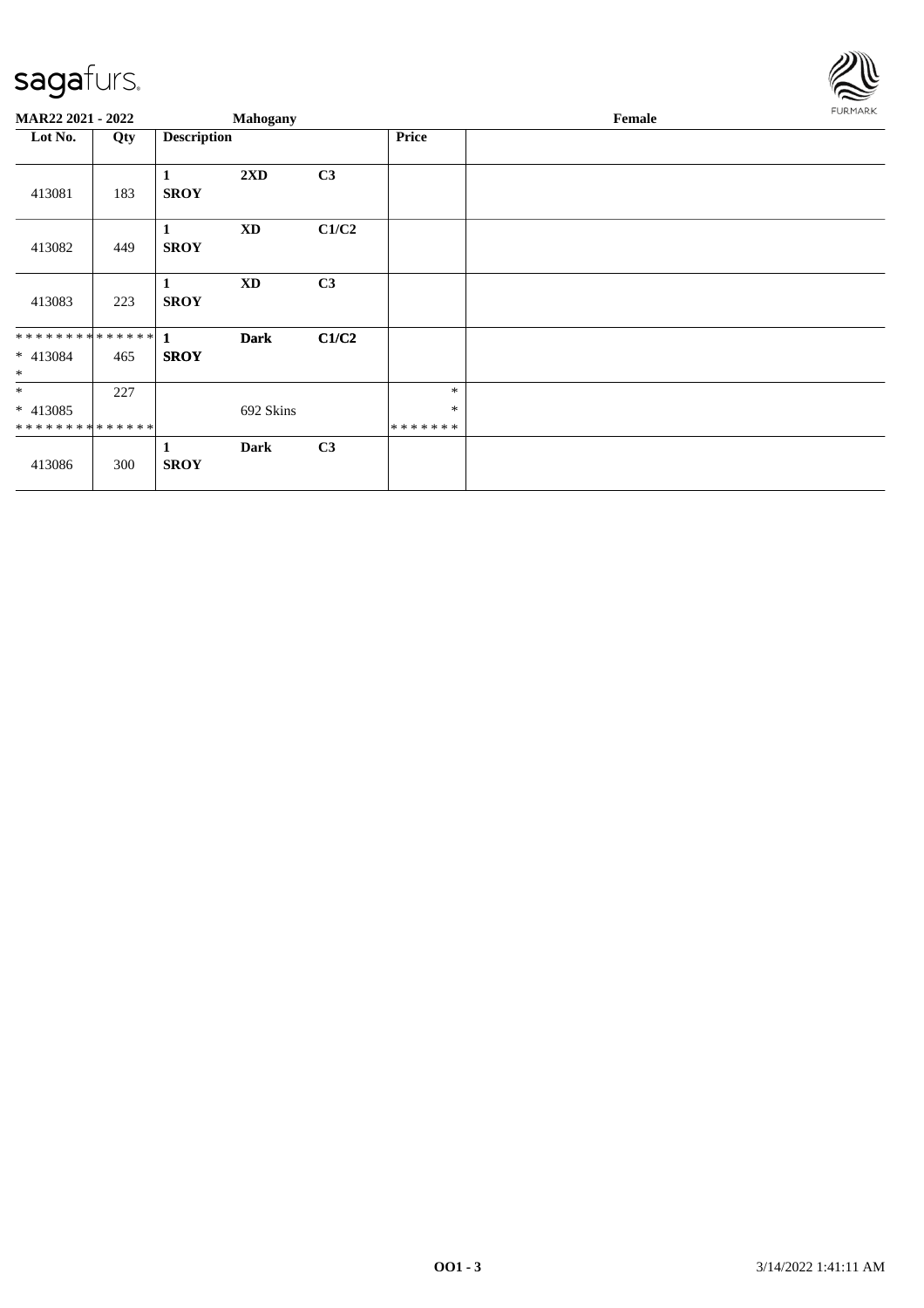**MAR22 2021 - 2022** **Mahogany** **Female**

| Lot No. | Qty | Description | | | Price | |
|---|---|---|---|---|---|---|
| 413081 | 183 | **1 SROY** | **2XD** | **C3** | | |
| 413082 | 449 | **1 SROY** | **XD** | **C1/C2** | | |
| 413083 | 223 | **1 SROY** | **XD** | **C3** | | |
| ************** * 413084 * | 465 | **1 SROY** | **Dark** | **C1/C2** | | |
| * * 413085 ************** | 227 | | 692 Skins | | * * ******* | |
| 413086 | 300 | **1 SROY** | **Dark** | **C3** | | |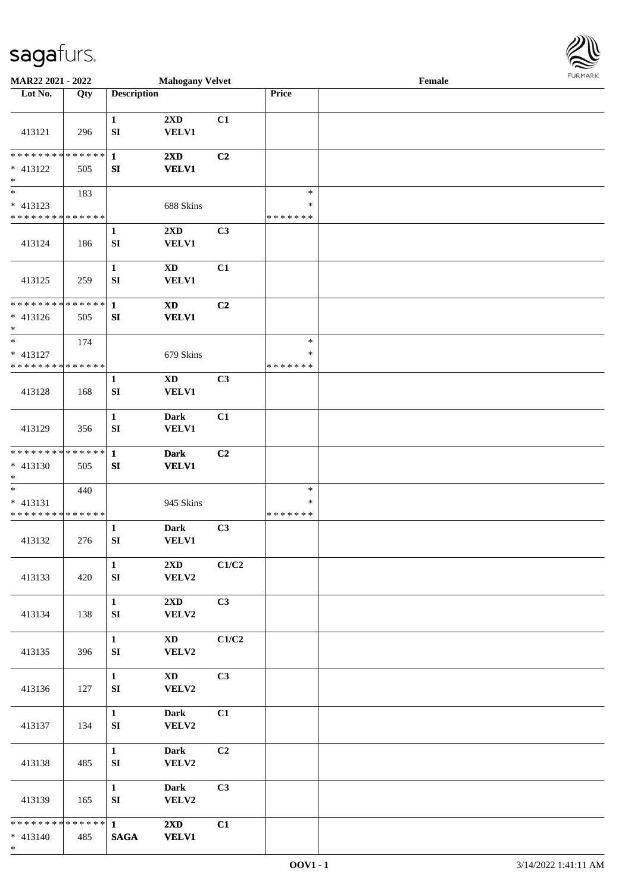**MAR22 2021 - 2022** **Mahogany Velvet** **Female**

| Lot No. | Qty | Description | | | Price | |
|---|---|---|---|---|---|---|
| 413121 | 296 | 1<br>SI | 2XD<br>VELV1 | C1 | | |
| * * * * * * * * * * * * * *<br>* 413122<br>* | 505 | 1<br>SI | 2XD<br>VELV1 | C2 | | |
| *<br>* 413123<br>* * * * * * * * * * * * * * | 183 | | 688 Skins | | *<br>*<br>* * * * * * * | |
| 413124 | 186 | 1<br>SI | 2XD<br>VELV1 | C3 | | |
| 413125 | 259 | 1<br>SI | XD<br>VELV1 | C1 | | |
| * * * * * * * * * * * * * *<br>* 413126<br>* | 505 | 1<br>SI | XD<br>VELV1 | C2 | | |
| *<br>* 413127<br>* * * * * * * * * * * * * * | 174 | | 679 Skins | | *<br>*<br>* * * * * * * | |
| 413128 | 168 | 1<br>SI | XD<br>VELV1 | C3 | | |
| 413129 | 356 | 1<br>SI | Dark<br>VELV1 | C1 | | |
| * * * * * * * * * * * * * *<br>* 413130<br>* | 505 | 1<br>SI | Dark<br>VELV1 | C2 | | |
| *<br>* 413131<br>* * * * * * * * * * * * * * | 440 | | 945 Skins | | *<br>*<br>* * * * * * * | |
| 413132 | 276 | 1<br>SI | Dark<br>VELV1 | C3 | | |
| 413133 | 420 | 1<br>SI | 2XD<br>VELV2 | C1/C2 | | |
| 413134 | 138 | 1<br>SI | 2XD<br>VELV2 | C3 | | |
| 413135 | 396 | 1<br>SI | XD<br>VELV2 | C1/C2 | | |
| 413136 | 127 | 1<br>SI | XD<br>VELV2 | C3 | | |
| 413137 | 134 | 1<br>SI | Dark<br>VELV2 | C1 | | |
| 413138 | 485 | 1<br>SI | Dark<br>VELV2 | C2 | | |
| 413139 | 165 | 1<br>SI | Dark<br>VELV2 | C3 | | |
| * * * * * * * * * * * * * *<br>* 413140<br>* | 485 | 1<br>SAGA | 2XD<br>VELV1 | C1 | | |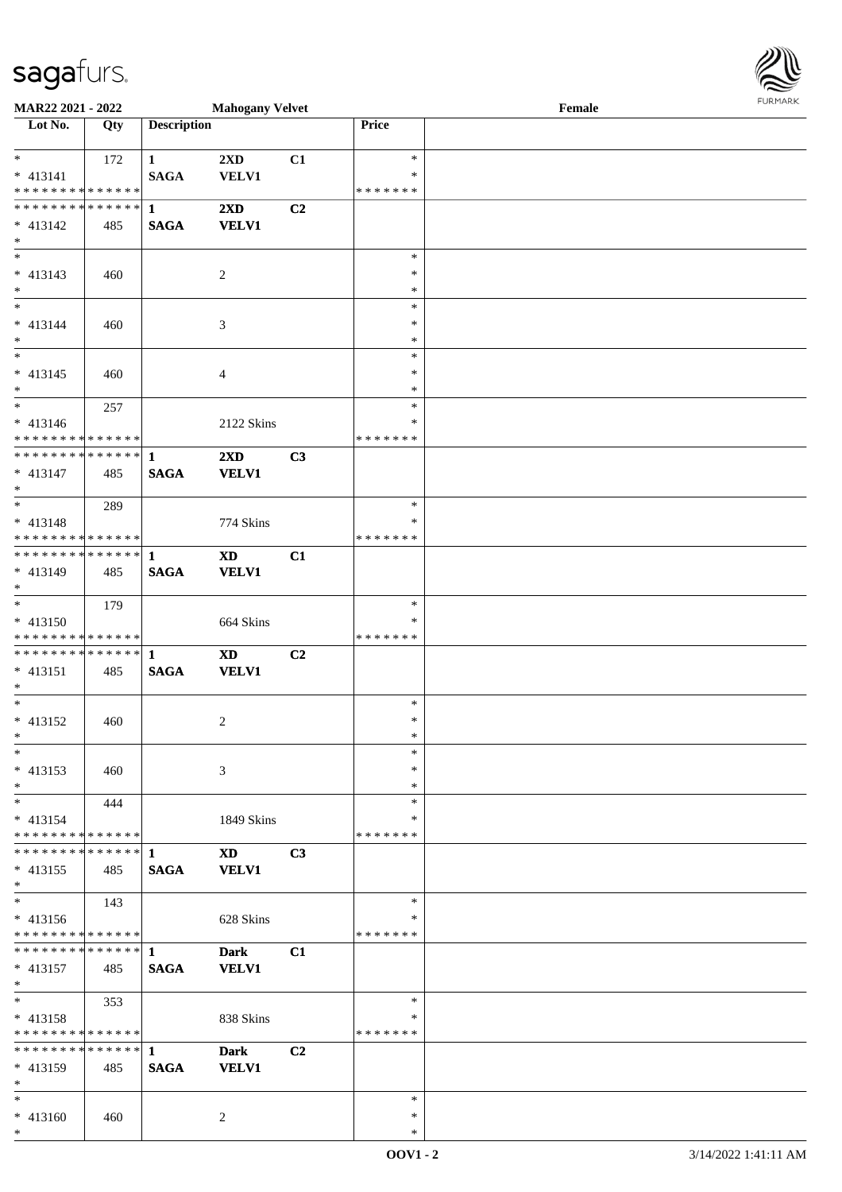MAR22 2021 - 2022 | Mahogany Velvet | Female

| Lot No. | Qty | Description | | | Price | |
|---|---|---|---|---|---|---|
| * 413141 * * * * * * * * * * * * * * | 172 | 1 SAGA | 2XD VELV1 | C1 | * * * * * * * * * | |
| * * * * * * * * * * * * * * 413142 * | 485 | 1 SAGA | 2XD VELV1 | C2 | | |
| * 413143 * | 460 | | 2 | | * * * | |
| * 413144 * | 460 | | 3 | | * * * | |
| * 413145 * | 460 | | 4 | | * * * | |
| * 413146 * * * * * * * * * * * * * * | 257 | | 2122 Skins | | * * * * * * * * * | |
| * * * * * * * * * * * * * * 413147 * | 485 | 1 SAGA | 2XD VELV1 | C3 | | |
| * 413148 * * * * * * * * * * * * * * | 289 | | 774 Skins | | * * * * * * * * * | |
| * * * * * * * * * * * * * * 413149 * | 485 | 1 SAGA | XD VELV1 | C1 | | |
| * 413150 * * * * * * * * * * * * * * | 179 | | 664 Skins | | * * * * * * * * * | |
| * * * * * * * * * * * * * * 413151 * | 485 | 1 SAGA | XD VELV1 | C2 | | |
| * 413152 * | 460 | | 2 | | * * * | |
| * 413153 * | 460 | | 3 | | * * * | |
| * 413154 * * * * * * * * * * * * * * | 444 | | 1849 Skins | | * * * * * * * * * | |
| * * * * * * * * * * * * * * 413155 * | 485 | 1 SAGA | XD VELV1 | C3 | | |
| * 413156 * * * * * * * * * * * * * * | 143 | | 628 Skins | | * * * * * * * * * | |
| * * * * * * * * * * * * * * 413157 * | 485 | 1 SAGA | Dark VELV1 | C1 | | |
| * 413158 * * * * * * * * * * * * * * | 353 | | 838 Skins | | * * * * * * * * * | |
| * * * * * * * * * * * * * * 413159 * | 485 | 1 SAGA | Dark VELV1 | C2 | | |
| * 413160 * | 460 | | 2 | | * * * | |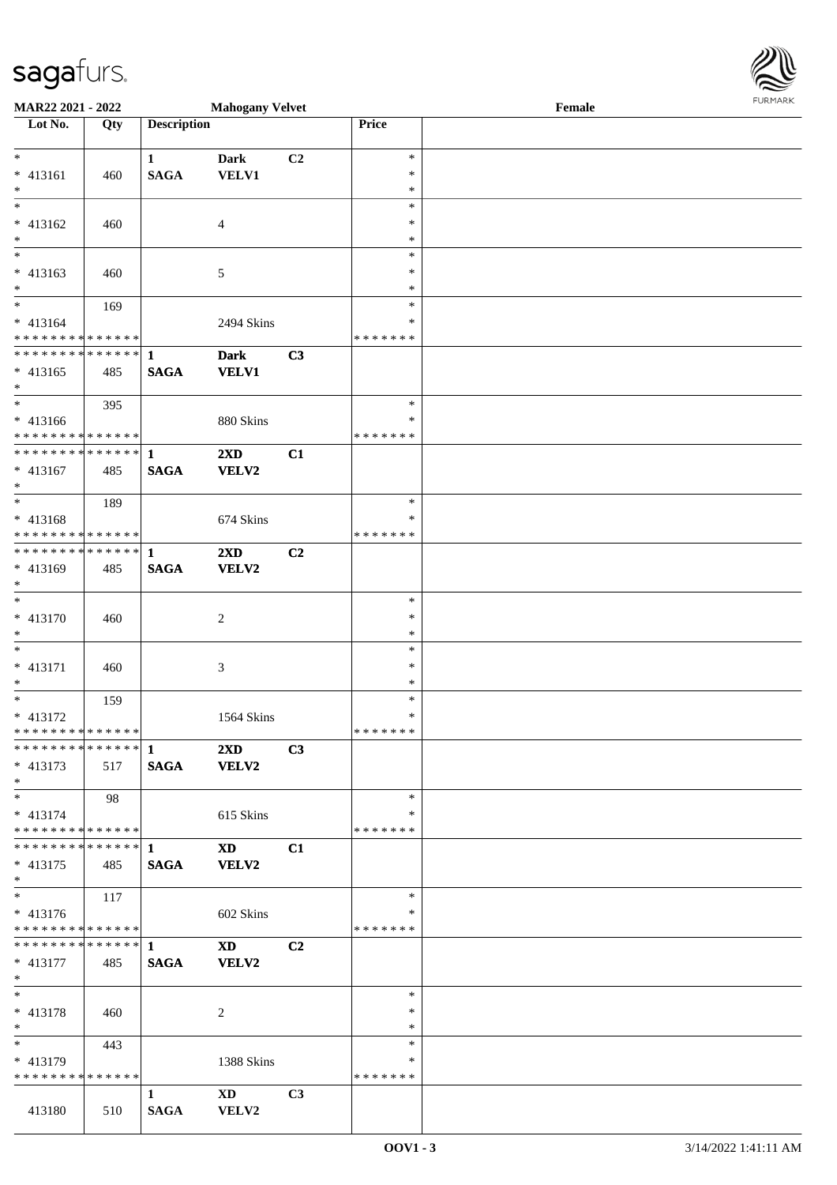MAR22 2021 - 2022 | Mahogany Velvet | Female

| Lot No. | Qty | Description | | | Price | |
|---|---|---|---|---|---|---|
| * | | 1 | Dark | C2 | * | |
| * 413161 | 460 | SAGA | VELV1 | | * | |
| * | | | | | * | |
| * | | | | | * | |
| * 413162 | 460 | | 4 | | * | |
| * | | | | | * | |
| * | | | | | * | |
| * 413163 | 460 | | 5 | | * | |
| * | | | | | * | |
| * | 169 | | | | * | |
| * 413164 | | | 2494 Skins | | * | |
| * * * * * * * * * * * * * * | | | | | * * * * * * * | |
| * * * * * * * * * * * * * * | | 1 | Dark | C3 | | |
| * 413165 | 485 | SAGA | VELV1 | | | |
| * | | | | | | |
| * | 395 | | | | * | |
| * 413166 | | | 880 Skins | | * | |
| * * * * * * * * * * * * * * | | | | | * * * * * * * | |
| * * * * * * * * * * * * * * | | 1 | 2XD | C1 | | |
| * 413167 | 485 | SAGA | VELV2 | | | |
| * | | | | | | |
| * | 189 | | | | * | |
| * 413168 | | | 674 Skins | | * | |
| * * * * * * * * * * * * * * | | | | | * * * * * * * | |
| * * * * * * * * * * * * * * | | 1 | 2XD | C2 | | |
| * 413169 | 485 | SAGA | VELV2 | | | |
| * | | | | | | |
| * | | | | | * | |
| * 413170 | 460 | | 2 | | * | |
| * | | | | | * | |
| * | | | | | * | |
| * 413171 | 460 | | 3 | | * | |
| * | | | | | * | |
| * | 159 | | | | * | |
| * 413172 | | | 1564 Skins | | * | |
| * * * * * * * * * * * * * * | | | | | * * * * * * * | |
| * * * * * * * * * * * * * * | | 1 | 2XD | C3 | | |
| * 413173 | 517 | SAGA | VELV2 | | | |
| * | | | | | | |
| * | 98 | | | | * | |
| * 413174 | | | 615 Skins | | * | |
| * * * * * * * * * * * * * * | | | | | * * * * * * * | |
| * * * * * * * * * * * * * * | | 1 | XD | C1 | | |
| * 413175 | 485 | SAGA | VELV2 | | | |
| * | | | | | | |
| * | 117 | | | | * | |
| * 413176 | | | 602 Skins | | * | |
| * * * * * * * * * * * * * * | | | | | * * * * * * * | |
| * * * * * * * * * * * * * * | | 1 | XD | C2 | | |
| * 413177 | 485 | SAGA | VELV2 | | | |
| * | | | | | | |
| * | | | | | * | |
| * 413178 | 460 | | 2 | | * | |
| * | | | | | * | |
| * | 443 | | | | * | |
| * 413179 | | | 1388 Skins | | * | |
| * * * * * * * * * * * * * * | | | | | * * * * * * * | |
| | | 1 | XD | C3 | | |
| 413180 | 510 | SAGA | VELV2 | | | |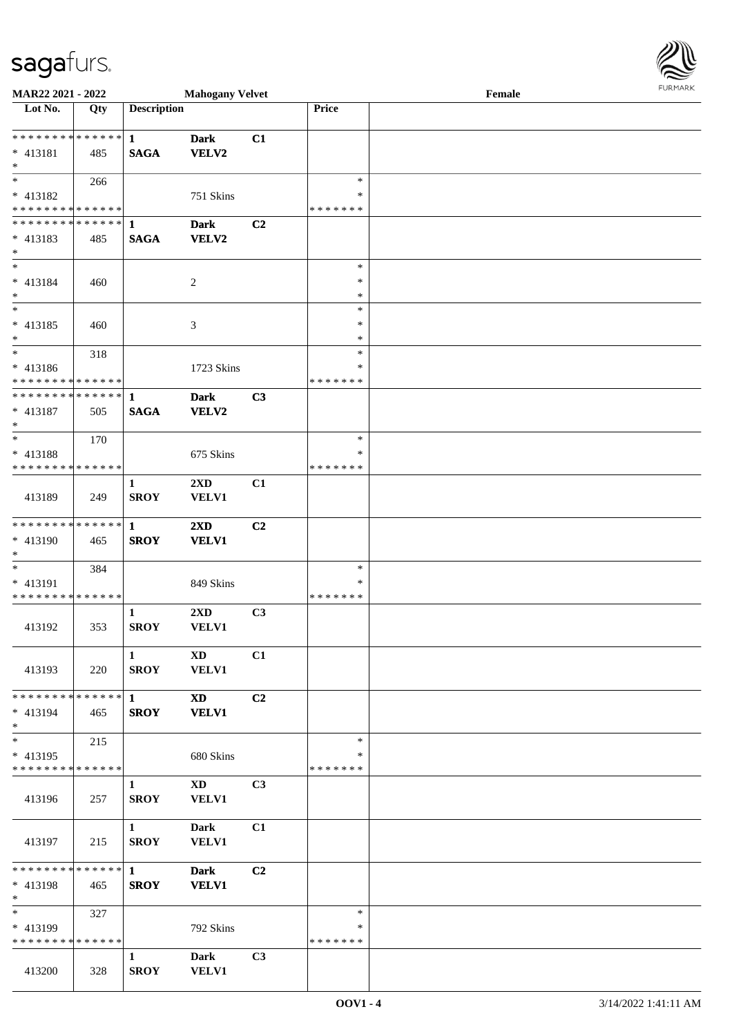**MAR22 2021 - 2022** **Mahogany Velvet** **Female**

| Lot No. | Qty | Description | | | Price | |
|---|---|---|---|---|---|---|
| * * * * * * * * * * * * * * | | 1 | Dark | C1 | | |
| * 413181 | 485 | SAGA | VELV2 | | | |
| * | | | | | | |
| * | 266 | | | | * | |
| * 413182 | | | 751 Skins | | * | |
| * * * * * * * * * * * * * * | | | | | * * * * * * * | |
| * * * * * * * * * * * * * * | | 1 | Dark | C2 | | |
| * 413183 | 485 | SAGA | VELV2 | | | |
| * | | | | | | |
| * | | | | | * | |
| * 413184 | 460 | | 2 | | * | |
| * | | | | | * | |
| * | | | | | * | |
| * 413185 | 460 | | 3 | | * | |
| * | | | | | * | |
| * | 318 | | | | * | |
| * 413186 | | | 1723 Skins | | * | |
| * * * * * * * * * * * * * * | | | | | * * * * * * * | |
| * * * * * * * * * * * * * * | | 1 | Dark | C3 | | |
| * 413187 | 505 | SAGA | VELV2 | | | |
| * | | | | | | |
| * | 170 | | | | * | |
| * 413188 | | | 675 Skins | | * | |
| * * * * * * * * * * * * * * | | | | | * * * * * * * | |
| 413189 | 249 | 1 SROY | 2XD VELV1 | C1 | | |
| * * * * * * * * * * * * * * | | 1 | 2XD | C2 | | |
| * 413190 | 465 | SROY | VELV1 | | | |
| * | | | | | | |
| * | 384 | | | | * | |
| * 413191 | | | 849 Skins | | * | |
| * * * * * * * * * * * * * * | | | | | * * * * * * * | |
| 413192 | 353 | 1 SROY | 2XD VELV1 | C3 | | |
| 413193 | 220 | 1 SROY | XD VELV1 | C1 | | |
| * * * * * * * * * * * * * * | | 1 | XD | C2 | | |
| * 413194 | 465 | SROY | VELV1 | | | |
| * | | | | | | |
| * | 215 | | | | * | |
| * 413195 | | | 680 Skins | | * | |
| * * * * * * * * * * * * * * | | | | | * * * * * * * | |
| 413196 | 257 | 1 SROY | XD VELV1 | C3 | | |
| 413197 | 215 | 1 SROY | Dark VELV1 | C1 | | |
| * * * * * * * * * * * * * * | | 1 | Dark | C2 | | |
| * 413198 | 465 | SROY | VELV1 | | | |
| * | | | | | | |
| * | 327 | | | | * | |
| * 413199 | | | 792 Skins | | * | |
| * * * * * * * * * * * * * * | | | | | * * * * * * * | |
| 413200 | 328 | 1 SROY | Dark VELV1 | C3 | | |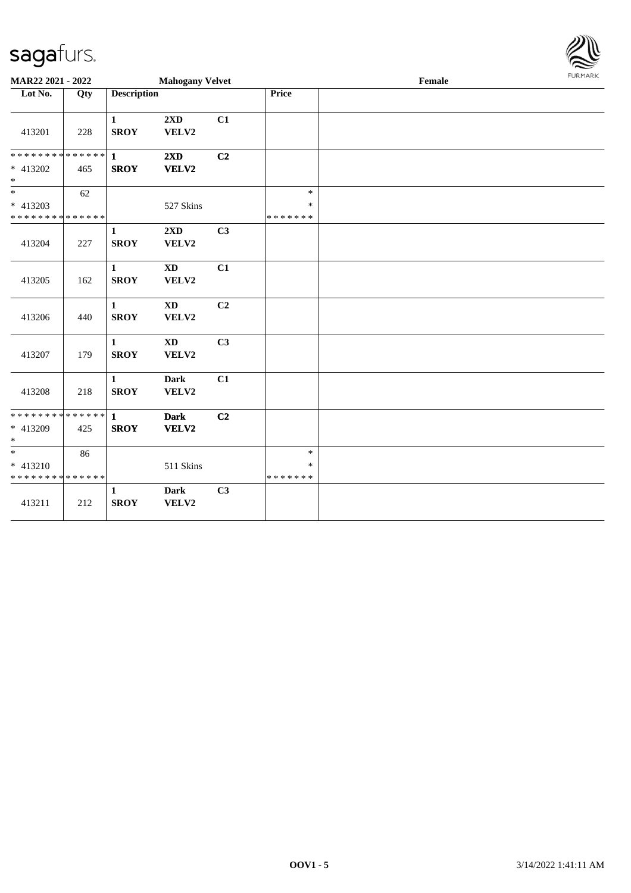**MAR22 2021 - 2022** **Mahogany Velvet** **Female**

| Lot No. | Qty | Description | | | Price | |
|---|---|---|---|---|---|---|
| 413201 | 228 | **1** **SROY** | **2XD** **VELV2** | **C1** | | |
| * * * * * * * * * * * * * * * 413202 * | 465 | **1** **SROY** | **2XD** **VELV2** | **C2** | | |
| * * 413203 * * * * * * * * * * * * * * | 62 | | 527 Skins | | * * * * * * * * * | |
| 413204 | 227 | **1** **SROY** | **2XD** **VELV2** | **C3** | | |
| 413205 | 162 | **1** **SROY** | **XD** **VELV2** | **C1** | | |
| 413206 | 440 | **1** **SROY** | **XD** **VELV2** | **C2** | | |
| 413207 | 179 | **1** **SROY** | **XD** **VELV2** | **C3** | | |
| 413208 | 218 | **1** **SROY** | **Dark** **VELV2** | **C1** | | |
| * * * * * * * * * * * * * * * 413209 * | 425 | **1** **SROY** | **Dark** **VELV2** | **C2** | | |
| * * 413210 * * * * * * * * * * * * * * | 86 | | 511 Skins | | * * * * * * * * * | |
| 413211 | 212 | **1** **SROY** | **Dark** **VELV2** | **C3** | | |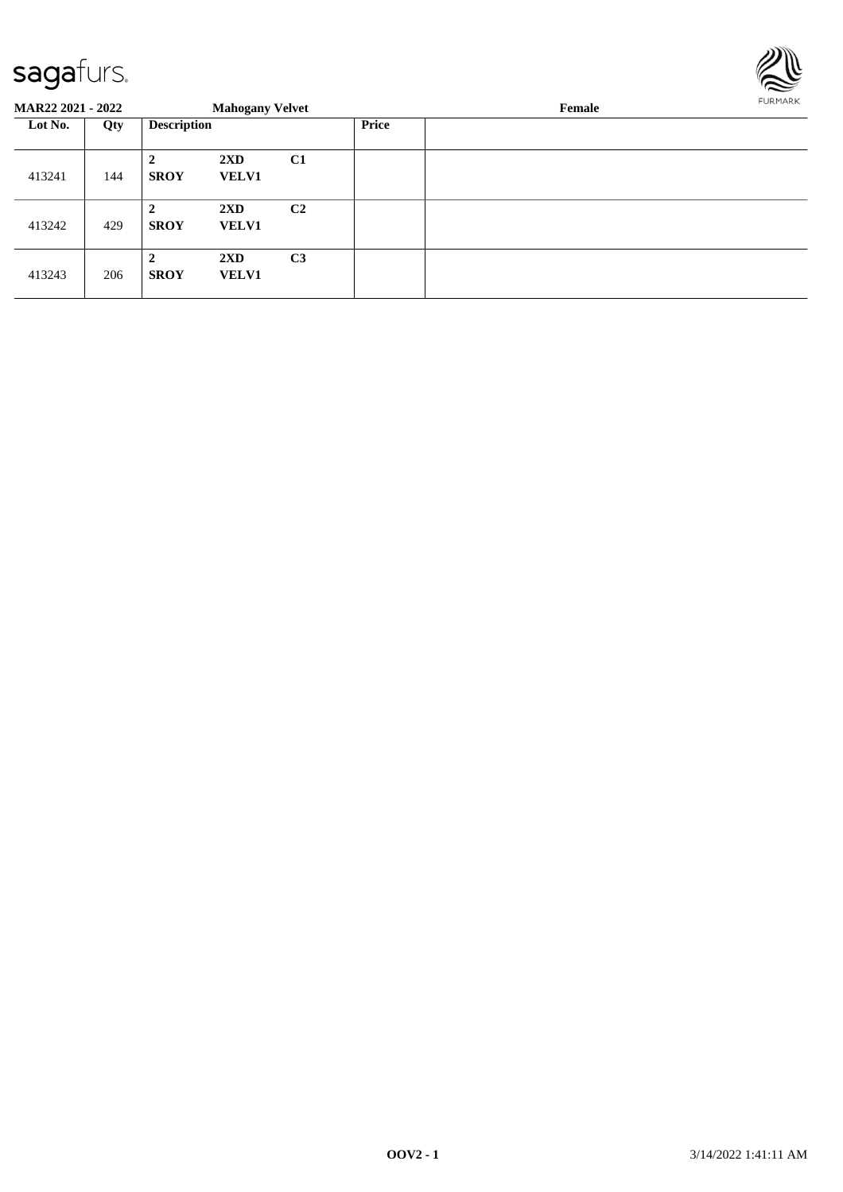**MAR22 2021 - 2022** **Mahogany Velvet** **Female**

| Lot No. | Qty | Description | | | Price | |
|---|---|---|---|---|---|---|
| 413241 | 144 | **2** **SROY** | **2XD** **VELV1** | **C1** | | |
| 413242 | 429 | **2** **SROY** | **2XD** **VELV1** | **C2** | | |
| 413243 | 206 | **2** **SROY** | **2XD** **VELV1** | **C3** | | |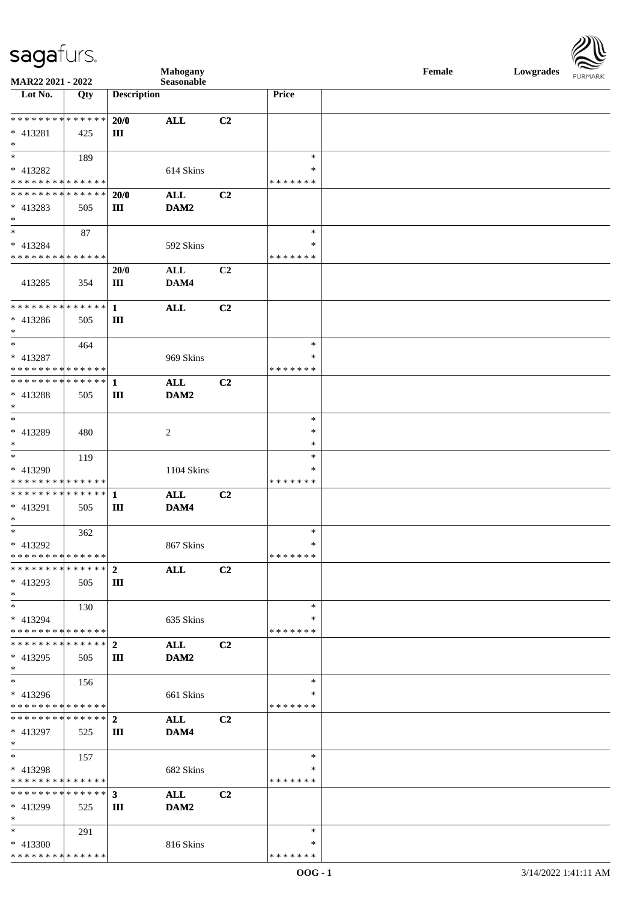| Lot No. | Qty | Description | | | Price |
|---|---|---|---|---|---|
| * * * * * * * * * * * * * * | | 20/0 | ALL | C2 | |
| * 413281 | 425 | III | | | |
| * | | | | | |
| * | 189 | | | | * |
| * 413282 | | | 614 Skins | | * |
| * * * * * * * * * * * * * * | | | | | * * * * * * * |
| * * * * * * * * * * * * * * | | 20/0 | ALL | C2 | |
| * 413283 | 505 | III | DAM2 | | |
| * | | | | | |
| * | 87 | | | | * |
| * 413284 | | | 592 Skins | | * |
| * * * * * * * * * * * * * * | | | | | * * * * * * * |
| | | 20/0 | ALL | C2 | |
| 413285 | 354 | III | DAM4 | | |
| * * * * * * * * * * * * * * | | 1 | ALL | C2 | |
| * 413286 | 505 | III | | | |
| * | | | | | |
| * | 464 | | | | * |
| * 413287 | | | 969 Skins | | * |
| * * * * * * * * * * * * * * | | | | | * * * * * * * |
| * * * * * * * * * * * * * * | | 1 | ALL | C2 | |
| * 413288 | 505 | III | DAM2 | | |
| * | | | | | |
| * | | | | | * |
| * 413289 | 480 | | 2 | | * |
| * | | | | | * |
| * | 119 | | | | * |
| * 413290 | | | 1104 Skins | | * |
| * * * * * * * * * * * * * * | | | | | * * * * * * * |
| * * * * * * * * * * * * * * | | 1 | ALL | C2 | |
| * 413291 | 505 | III | DAM4 | | |
| * | | | | | |
| * | 362 | | | | * |
| * 413292 | | | 867 Skins | | * |
| * * * * * * * * * * * * * * | | | | | * * * * * * * |
| * * * * * * * * * * * * * * | | 2 | ALL | C2 | |
| * 413293 | 505 | III | | | |
| * | | | | | |
| * | 130 | | | | * |
| * 413294 | | | 635 Skins | | * |
| * * * * * * * * * * * * * * | | | | | * * * * * * * |
| * * * * * * * * * * * * * * | | 2 | ALL | C2 | |
| * 413295 | 505 | III | DAM2 | | |
| * | | | | | |
| * | 156 | | | | * |
| * 413296 | | | 661 Skins | | * |
| * * * * * * * * * * * * * * | | | | | * * * * * * * |
| * * * * * * * * * * * * * * | | 2 | ALL | C2 | |
| * 413297 | 525 | III | DAM4 | | |
| * | | | | | |
| * | 157 | | | | * |
| * 413298 | | | 682 Skins | | * |
| * * * * * * * * * * * * * * | | | | | * * * * * * * |
| * * * * * * * * * * * * * * | | 3 | ALL | C2 | |
| * 413299 | 525 | III | DAM2 | | |
| * | | | | | |
| * | 291 | | | | * |
| * 413300 | | | 816 Skins | | * |
| * * * * * * * * * * * * * * | | | | | * * * * * * * |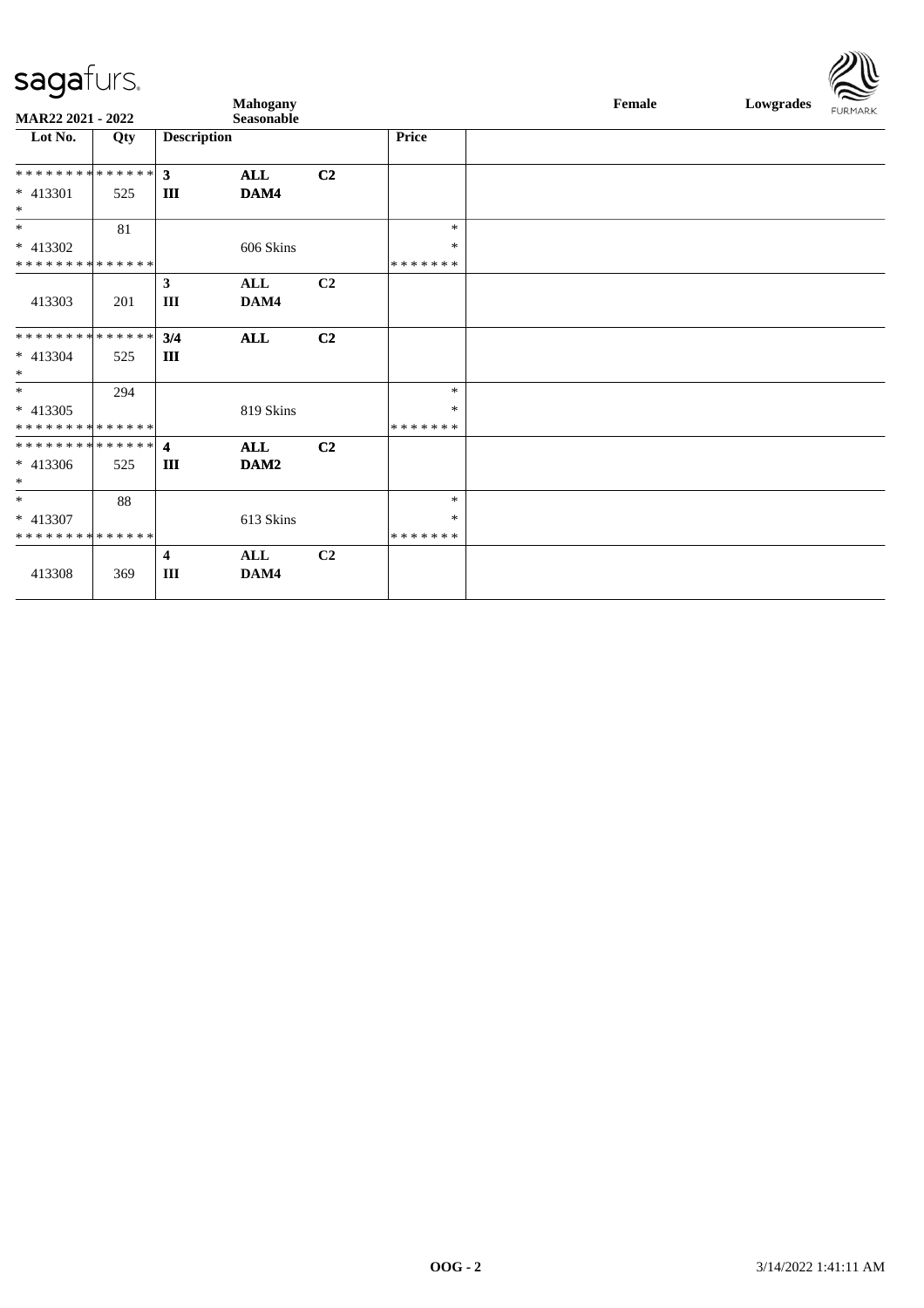sagafurs.

**Mahogany** **Seasonable** **Female** **Lowgrades**

MAR22 2021 - 2022

| Lot No. | Qty | Description | | | Price | |
|---|---|---|---|---|---|---|
| * * * * * * * * * * * * * * | | 3 | ALL | C2 | | |
| * 413301 | 525 | III | DAM4 | | | |
| * | | | | | | |
| * | 81 | | | | * | |
| * 413302 | | | 606 Skins | | * | |
| * * * * * * * * * * * * * * | | | | | * * * * * * * | |
| | | 3 | ALL | C2 | | |
| 413303 | 201 | III | DAM4 | | | |
| * * * * * * * * * * * * * * | | 3/4 | ALL | C2 | | |
| * 413304 | 525 | III | | | | |
| * | | | | | | |
| * | 294 | | | | * | |
| * 413305 | | | 819 Skins | | * | |
| * * * * * * * * * * * * * * | | | | | * * * * * * * | |
| * * * * * * * * * * * * * * | | 4 | ALL | C2 | | |
| * 413306 | 525 | III | DAM2 | | | |
| * | | | | | | |
| * | 88 | | | | * | |
| * 413307 | | | 613 Skins | | * | |
| * * * * * * * * * * * * * * | | | | | * * * * * * * | |
| | | 4 | ALL | C2 | | |
| 413308 | 369 | III | DAM4 | | | |